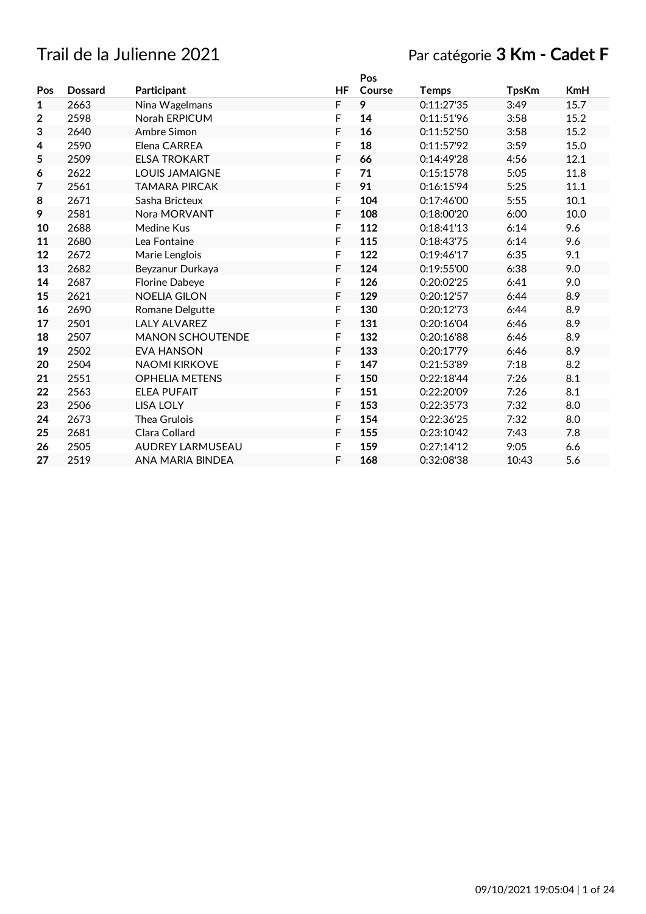# Trail de la Julienne 2021

Par catégorie **3 Km - Cadet F**

| Pos | Dossard | Participant | HF | Pos Course | Temps | TpsKm | KmH |
|---|---|---|---|---|---|---|---|
| **1** | 2663 | Nina Wagelmans | F | **9** | 0:11:27'35 | 3:49 | 15.7 |
| **2** | 2598 | Norah ERPICUM | F | **14** | 0:11:51'96 | 3:58 | 15.2 |
| **3** | 2640 | Ambre Simon | F | **16** | 0:11:52'50 | 3:58 | 15.2 |
| **4** | 2590 | Elena CARREA | F | **18** | 0:11:57'92 | 3:59 | 15.0 |
| **5** | 2509 | ELSA TROKART | F | **66** | 0:14:49'28 | 4:56 | 12.1 |
| **6** | 2622 | LOUIS JAMAIGNE | F | **71** | 0:15:15'78 | 5:05 | 11.8 |
| **7** | 2561 | TAMARA PIRCAK | F | **91** | 0:16:15'94 | 5:25 | 11.1 |
| **8** | 2671 | Sasha Bricteux | F | **104** | 0:17:46'00 | 5:55 | 10.1 |
| **9** | 2581 | Nora MORVANT | F | **108** | 0:18:00'20 | 6:00 | 10.0 |
| **10** | 2688 | Medine Kus | F | **112** | 0:18:41'13 | 6:14 | 9.6 |
| **11** | 2680 | Lea Fontaine | F | **115** | 0:18:43'75 | 6:14 | 9.6 |
| **12** | 2672 | Marie Lenglois | F | **122** | 0:19:46'17 | 6:35 | 9.1 |
| **13** | 2682 | Beyzanur Durkaya | F | **124** | 0:19:55'00 | 6:38 | 9.0 |
| **14** | 2687 | Florine Dabeye | F | **126** | 0:20:02'25 | 6:41 | 9.0 |
| **15** | 2621 | NOELIA GILON | F | **129** | 0:20:12'57 | 6:44 | 8.9 |
| **16** | 2690 | Romane Delgutte | F | **130** | 0:20:12'73 | 6:44 | 8.9 |
| **17** | 2501 | LALY ALVAREZ | F | **131** | 0:20:16'04 | 6:46 | 8.9 |
| **18** | 2507 | MANON SCHOUTENDE | F | **132** | 0:20:16'88 | 6:46 | 8.9 |
| **19** | 2502 | EVA HANSON | F | **133** | 0:20:17'79 | 6:46 | 8.9 |
| **20** | 2504 | NAOMI KIRKOVE | F | **147** | 0:21:53'89 | 7:18 | 8.2 |
| **21** | 2551 | OPHELIA METENS | F | **150** | 0:22:18'44 | 7:26 | 8.1 |
| **22** | 2563 | ELEA PUFAIT | F | **151** | 0:22:20'09 | 7:26 | 8.1 |
| **23** | 2506 | LISA LOLY | F | **153** | 0:22:35'73 | 7:32 | 8.0 |
| **24** | 2673 | Thea Grulois | F | **154** | 0:22:36'25 | 7:32 | 8.0 |
| **25** | 2681 | Clara Collard | F | **155** | 0:23:10'42 | 7:43 | 7.8 |
| **26** | 2505 | AUDREY LARMUSEAU | F | **159** | 0:27:14'12 | 9:05 | 6.6 |
| **27** | 2519 | ANA MARIA BINDEA | F | **168** | 0:32:08'38 | 10:43 | 5.6 |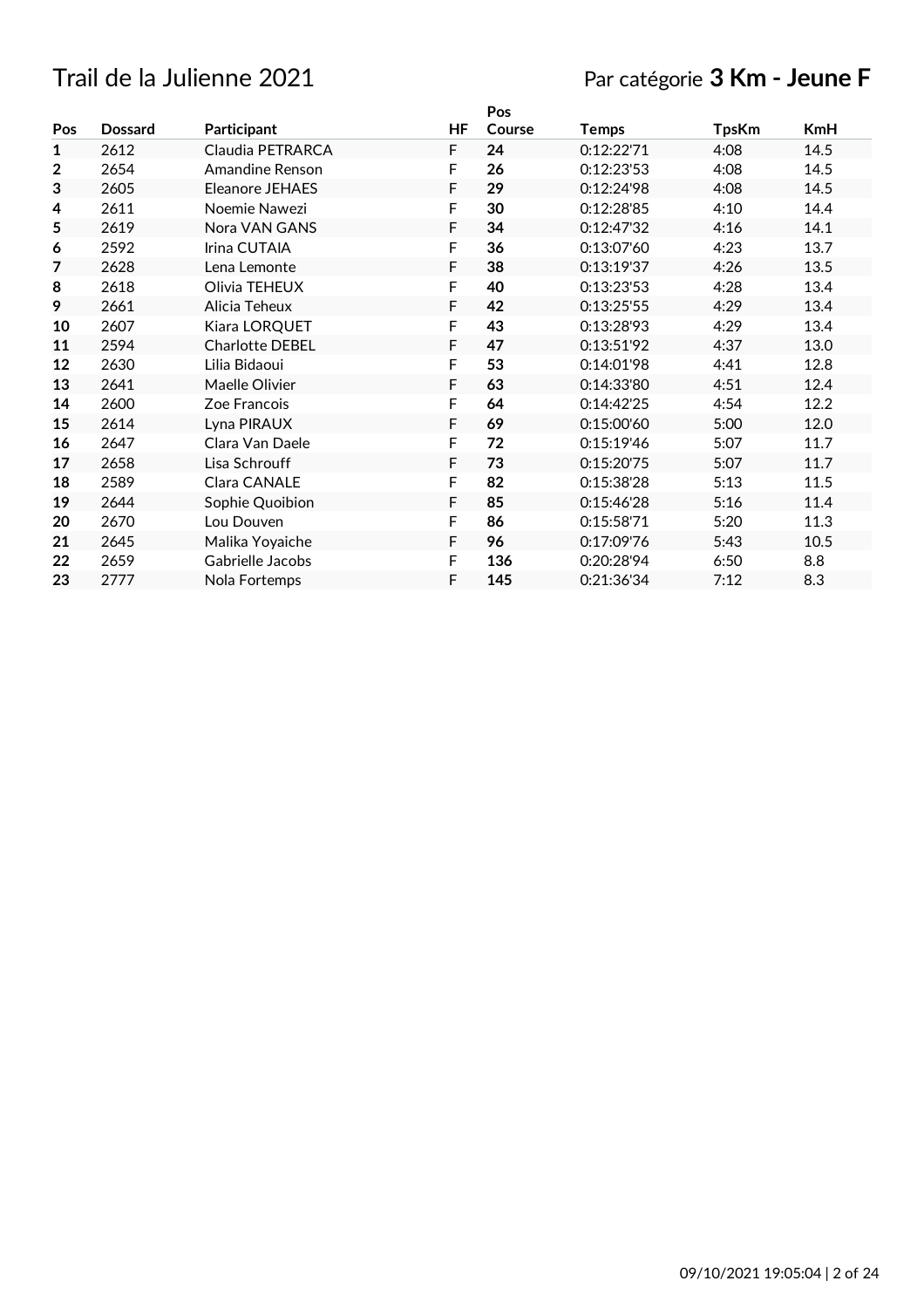# Trail de la Julienne 2021

## Par catégorie **3 Km - Jeune F**

| Pos | Dossard | Participant | HF | Pos Course | Temps | TpsKm | KmH |
|---|---|---|---|---|---|---|---|
| **1** | 2612 | Claudia PETRARCA | F | **24** | 0:12:22'71 | 4:08 | 14.5 |
| **2** | 2654 | Amandine Renson | F | **26** | 0:12:23'53 | 4:08 | 14.5 |
| **3** | 2605 | Eleanore JEHAES | F | **29** | 0:12:24'98 | 4:08 | 14.5 |
| **4** | 2611 | Noemie Nawezi | F | **30** | 0:12:28'85 | 4:10 | 14.4 |
| **5** | 2619 | Nora VAN GANS | F | **34** | 0:12:47'32 | 4:16 | 14.1 |
| **6** | 2592 | Irina CUTAIA | F | **36** | 0:13:07'60 | 4:23 | 13.7 |
| **7** | 2628 | Lena Lemonte | F | **38** | 0:13:19'37 | 4:26 | 13.5 |
| **8** | 2618 | Olivia TEHEUX | F | **40** | 0:13:23'53 | 4:28 | 13.4 |
| **9** | 2661 | Alicia Teheux | F | **42** | 0:13:25'55 | 4:29 | 13.4 |
| **10** | 2607 | Kiara LORQUET | F | **43** | 0:13:28'93 | 4:29 | 13.4 |
| **11** | 2594 | Charlotte DEBEL | F | **47** | 0:13:51'92 | 4:37 | 13.0 |
| **12** | 2630 | Lilia Bidaoui | F | **53** | 0:14:01'98 | 4:41 | 12.8 |
| **13** | 2641 | Maelle Olivier | F | **63** | 0:14:33'80 | 4:51 | 12.4 |
| **14** | 2600 | Zoe Francois | F | **64** | 0:14:42'25 | 4:54 | 12.2 |
| **15** | 2614 | Lyna PIRAUX | F | **69** | 0:15:00'60 | 5:00 | 12.0 |
| **16** | 2647 | Clara Van Daele | F | **72** | 0:15:19'46 | 5:07 | 11.7 |
| **17** | 2658 | Lisa Schrouff | F | **73** | 0:15:20'75 | 5:07 | 11.7 |
| **18** | 2589 | Clara CANALE | F | **82** | 0:15:38'28 | 5:13 | 11.5 |
| **19** | 2644 | Sophie Quoibion | F | **85** | 0:15:46'28 | 5:16 | 11.4 |
| **20** | 2670 | Lou Douven | F | **86** | 0:15:58'71 | 5:20 | 11.3 |
| **21** | 2645 | Malika Yoyaiche | F | **96** | 0:17:09'76 | 5:43 | 10.5 |
| **22** | 2659 | Gabrielle Jacobs | F | **136** | 0:20:28'94 | 6:50 | 8.8 |
| **23** | 2777 | Nola Fortemps | F | **145** | 0:21:36'34 | 7:12 | 8.3 |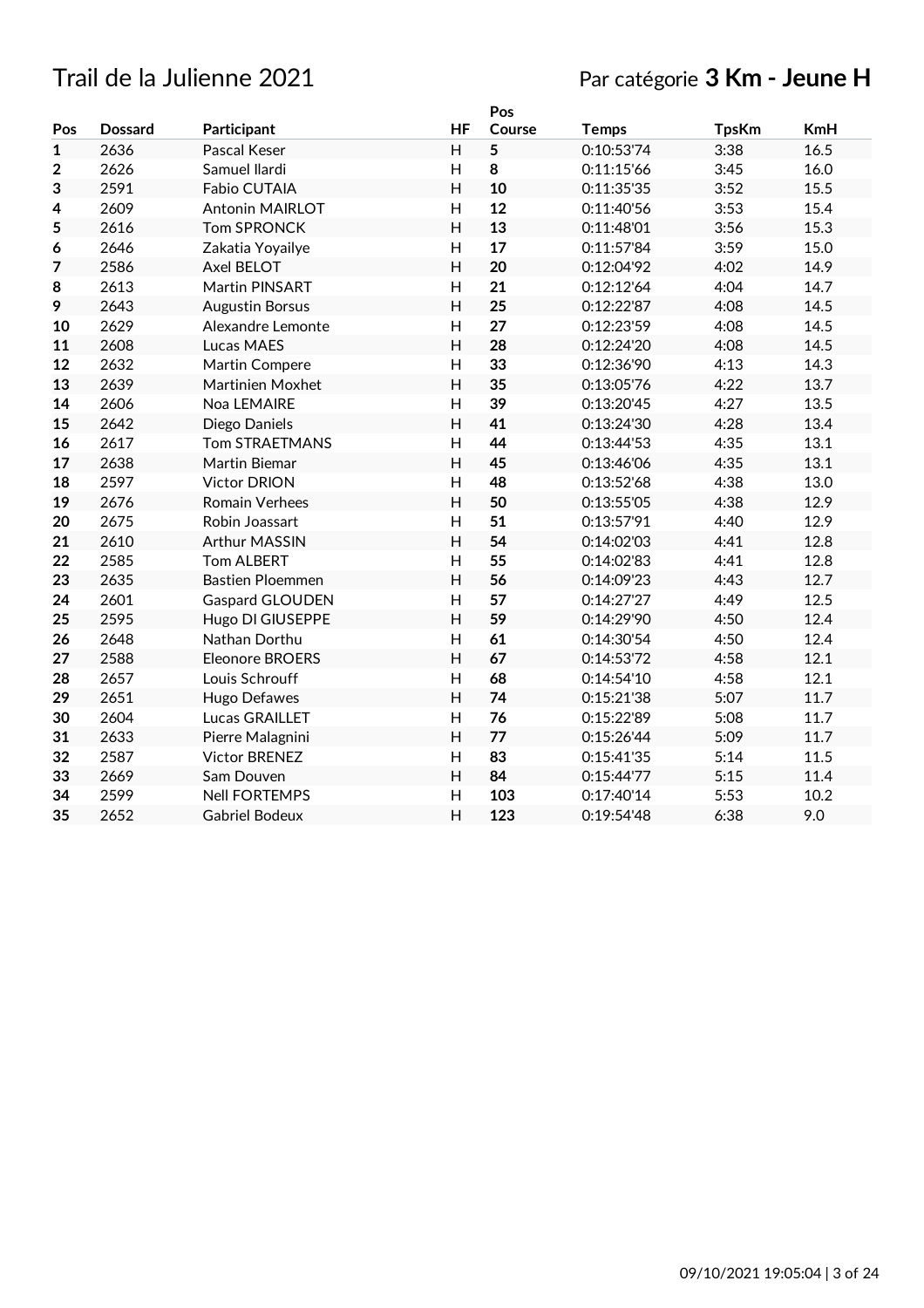# Trail de la Julienne 2021

Par catégorie **3 Km - Jeune H**

| Pos | Dossard | Participant | HF | Pos Course | Temps | TpsKm | KmH |
|---|---|---|---|---|---|---|---|
| **1** | 2636 | Pascal Keser | H | **5** | 0:10:53'74 | 3:38 | 16.5 |
| **2** | 2626 | Samuel Ilardi | H | **8** | 0:11:15'66 | 3:45 | 16.0 |
| **3** | 2591 | Fabio CUTAIA | H | **10** | 0:11:35'35 | 3:52 | 15.5 |
| **4** | 2609 | Antonin MAIRLOT | H | **12** | 0:11:40'56 | 3:53 | 15.4 |
| **5** | 2616 | Tom SPRONCK | H | **13** | 0:11:48'01 | 3:56 | 15.3 |
| **6** | 2646 | Zakatia Yoyailye | H | **17** | 0:11:57'84 | 3:59 | 15.0 |
| **7** | 2586 | Axel BELOT | H | **20** | 0:12:04'92 | 4:02 | 14.9 |
| **8** | 2613 | Martin PINSART | H | **21** | 0:12:12'64 | 4:04 | 14.7 |
| **9** | 2643 | Augustin Borsus | H | **25** | 0:12:22'87 | 4:08 | 14.5 |
| **10** | 2629 | Alexandre Lemonte | H | **27** | 0:12:23'59 | 4:08 | 14.5 |
| **11** | 2608 | Lucas MAES | H | **28** | 0:12:24'20 | 4:08 | 14.5 |
| **12** | 2632 | Martin Compere | H | **33** | 0:12:36'90 | 4:13 | 14.3 |
| **13** | 2639 | Martinien Moxhet | H | **35** | 0:13:05'76 | 4:22 | 13.7 |
| **14** | 2606 | Noa LEMAIRE | H | **39** | 0:13:20'45 | 4:27 | 13.5 |
| **15** | 2642 | Diego Daniels | H | **41** | 0:13:24'30 | 4:28 | 13.4 |
| **16** | 2617 | Tom STRAETMANS | H | **44** | 0:13:44'53 | 4:35 | 13.1 |
| **17** | 2638 | Martin Biemar | H | **45** | 0:13:46'06 | 4:35 | 13.1 |
| **18** | 2597 | Victor DRION | H | **48** | 0:13:52'68 | 4:38 | 13.0 |
| **19** | 2676 | Romain Verhees | H | **50** | 0:13:55'05 | 4:38 | 12.9 |
| **20** | 2675 | Robin Joassart | H | **51** | 0:13:57'91 | 4:40 | 12.9 |
| **21** | 2610 | Arthur MASSIN | H | **54** | 0:14:02'03 | 4:41 | 12.8 |
| **22** | 2585 | Tom ALBERT | H | **55** | 0:14:02'83 | 4:41 | 12.8 |
| **23** | 2635 | Bastien Ploemmen | H | **56** | 0:14:09'23 | 4:43 | 12.7 |
| **24** | 2601 | Gaspard GLOUDEN | H | **57** | 0:14:27'27 | 4:49 | 12.5 |
| **25** | 2595 | Hugo DI GIUSEPPE | H | **59** | 0:14:29'90 | 4:50 | 12.4 |
| **26** | 2648 | Nathan Dorthu | H | **61** | 0:14:30'54 | 4:50 | 12.4 |
| **27** | 2588 | Eleonore BROERS | H | **67** | 0:14:53'72 | 4:58 | 12.1 |
| **28** | 2657 | Louis Schrouff | H | **68** | 0:14:54'10 | 4:58 | 12.1 |
| **29** | 2651 | Hugo Defawes | H | **74** | 0:15:21'38 | 5:07 | 11.7 |
| **30** | 2604 | Lucas GRAILLET | H | **76** | 0:15:22'89 | 5:08 | 11.7 |
| **31** | 2633 | Pierre Malagnini | H | **77** | 0:15:26'44 | 5:09 | 11.7 |
| **32** | 2587 | Victor BRENEZ | H | **83** | 0:15:41'35 | 5:14 | 11.5 |
| **33** | 2669 | Sam Douven | H | **84** | 0:15:44'77 | 5:15 | 11.4 |
| **34** | 2599 | Nell FORTEMPS | H | **103** | 0:17:40'14 | 5:53 | 10.2 |
| **35** | 2652 | Gabriel Bodeux | H | **123** | 0:19:54'48 | 6:38 | 9.0 |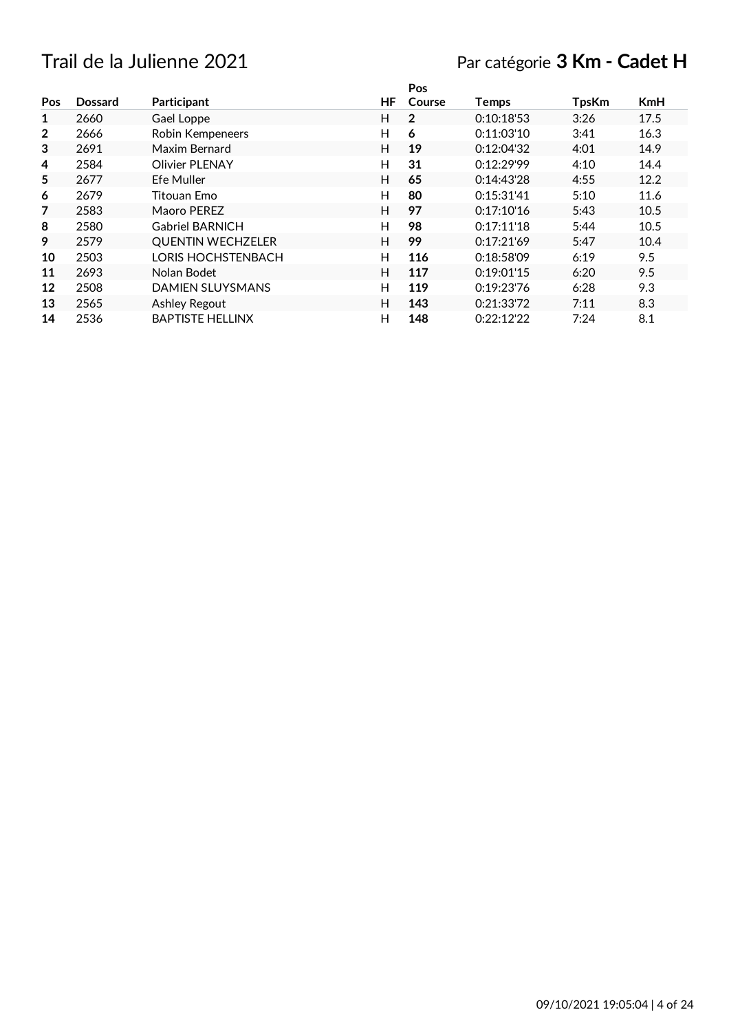# Trail de la Julienne 2021

Par catégorie **3 Km - Cadet H**

| Pos | Dossard | Participant | HF | Pos Course | Temps | TpsKm | KmH |
|---|---|---|---|---|---|---|---|
| 1 | 2660 | Gael Loppe | H | **2** | 0:10:18'53 | 3:26 | 17.5 |
| 2 | 2666 | Robin Kempeneers | H | **6** | 0:11:03'10 | 3:41 | 16.3 |
| 3 | 2691 | Maxim Bernard | H | **19** | 0:12:04'32 | 4:01 | 14.9 |
| 4 | 2584 | Olivier PLENAY | H | **31** | 0:12:29'99 | 4:10 | 14.4 |
| 5 | 2677 | Efe Muller | H | **65** | 0:14:43'28 | 4:55 | 12.2 |
| 6 | 2679 | Titouan Emo | H | **80** | 0:15:31'41 | 5:10 | 11.6 |
| 7 | 2583 | Maoro PEREZ | H | **97** | 0:17:10'16 | 5:43 | 10.5 |
| 8 | 2580 | Gabriel BARNICH | H | **98** | 0:17:11'18 | 5:44 | 10.5 |
| 9 | 2579 | QUENTIN WECHZELER | H | **99** | 0:17:21'69 | 5:47 | 10.4 |
| 10 | 2503 | LORIS HOCHSTENBACH | H | **116** | 0:18:58'09 | 6:19 | 9.5 |
| 11 | 2693 | Nolan Bodet | H | **117** | 0:19:01'15 | 6:20 | 9.5 |
| 12 | 2508 | DAMIEN SLUYSMANS | H | **119** | 0:19:23'76 | 6:28 | 9.3 |
| 13 | 2565 | Ashley Regout | H | **143** | 0:21:33'72 | 7:11 | 8.3 |
| 14 | 2536 | BAPTISTE HELLINX | H | **148** | 0:22:12'22 | 7:24 | 8.1 |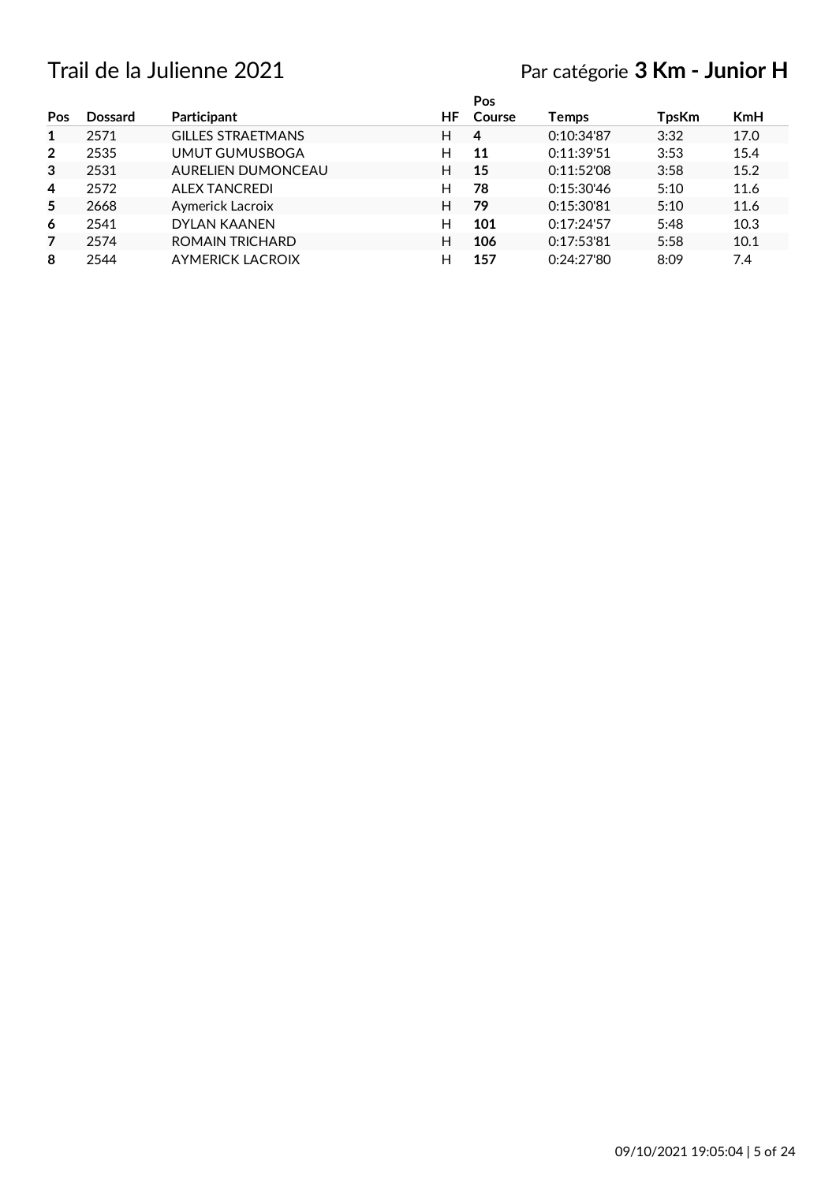# Trail de la Julienne 2021

## Par catégorie **3 Km - Junior H**

| Pos | Dossard | Participant | HF | Pos Course | Temps | TpsKm | KmH |
|---|---|---|---|---|---|---|---|
| **1** | 2571 | GILLES STRAETMANS | H | **4** | 0:10:34'87 | 3:32 | 17.0 |
| **2** | 2535 | UMUT GUMUSBOGA | H | **11** | 0:11:39'51 | 3:53 | 15.4 |
| **3** | 2531 | AURELIEN DUMONCEAU | H | **15** | 0:11:52'08 | 3:58 | 15.2 |
| **4** | 2572 | ALEX TANCREDI | H | **78** | 0:15:30'46 | 5:10 | 11.6 |
| **5** | 2668 | Aymerick Lacroix | H | **79** | 0:15:30'81 | 5:10 | 11.6 |
| **6** | 2541 | DYLAN KAANEN | H | **101** | 0:17:24'57 | 5:48 | 10.3 |
| **7** | 2574 | ROMAIN TRICHARD | H | **106** | 0:17:53'81 | 5:58 | 10.1 |
| **8** | 2544 | AYMERICK LACROIX | H | **157** | 0:24:27'80 | 8:09 | 7.4 |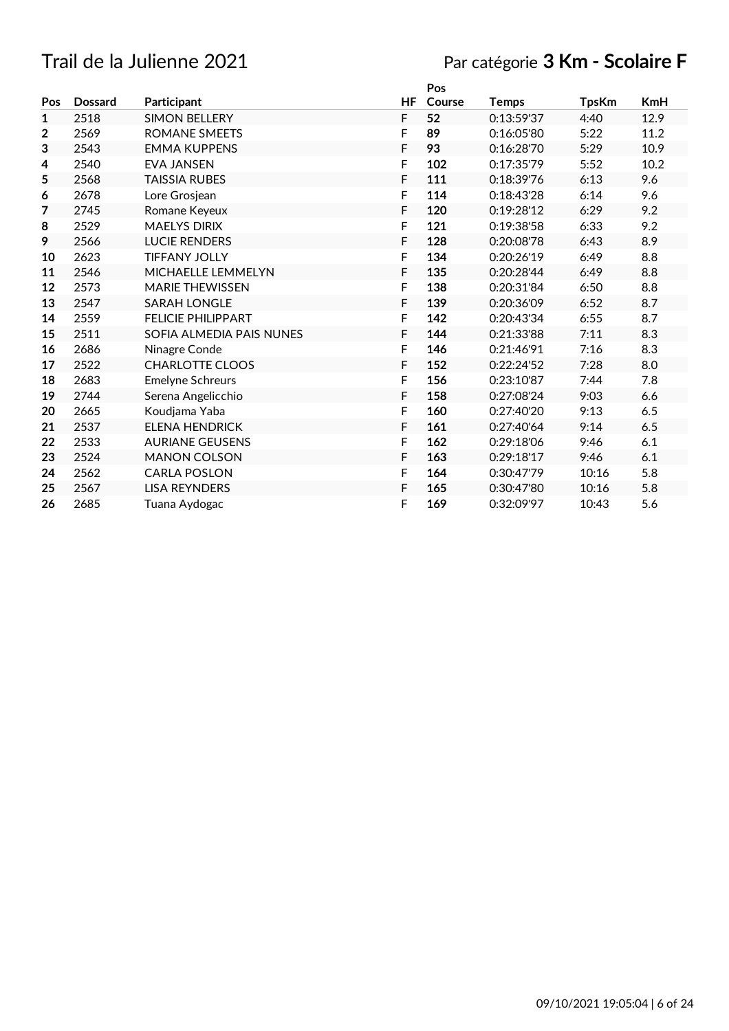# Trail de la Julienne 2021

Par catégorie **3 Km - Scolaire F**

| Pos | Dossard | Participant | HF | Pos Course | Temps | TpsKm | KmH |
|---|---|---|---|---|---|---|---|
| 1 | 2518 | SIMON BELLERY | F | **52** | 0:13:59'37 | 4:40 | 12.9 |
| 2 | 2569 | ROMANE SMEETS | F | **89** | 0:16:05'80 | 5:22 | 11.2 |
| 3 | 2543 | EMMA KUPPENS | F | **93** | 0:16:28'70 | 5:29 | 10.9 |
| 4 | 2540 | EVA JANSEN | F | **102** | 0:17:35'79 | 5:52 | 10.2 |
| 5 | 2568 | TAISSIA RUBES | F | **111** | 0:18:39'76 | 6:13 | 9.6 |
| 6 | 2678 | Lore Grosjean | F | **114** | 0:18:43'28 | 6:14 | 9.6 |
| 7 | 2745 | Romane Keyeux | F | **120** | 0:19:28'12 | 6:29 | 9.2 |
| 8 | 2529 | MAELYS DIRIX | F | **121** | 0:19:38'58 | 6:33 | 9.2 |
| 9 | 2566 | LUCIE RENDERS | F | **128** | 0:20:08'78 | 6:43 | 8.9 |
| 10 | 2623 | TIFFANY JOLLY | F | **134** | 0:20:26'19 | 6:49 | 8.8 |
| 11 | 2546 | MICHAELLE LEMMELYN | F | **135** | 0:20:28'44 | 6:49 | 8.8 |
| 12 | 2573 | MARIE THEWISSEN | F | **138** | 0:20:31'84 | 6:50 | 8.8 |
| 13 | 2547 | SARAH LONGLE | F | **139** | 0:20:36'09 | 6:52 | 8.7 |
| 14 | 2559 | FELICIE PHILIPPART | F | **142** | 0:20:43'34 | 6:55 | 8.7 |
| 15 | 2511 | SOFIA ALMEDIA PAIS NUNES | F | **144** | 0:21:33'88 | 7:11 | 8.3 |
| 16 | 2686 | Ninagre Conde | F | **146** | 0:21:46'91 | 7:16 | 8.3 |
| 17 | 2522 | CHARLOTTE CLOOS | F | **152** | 0:22:24'52 | 7:28 | 8.0 |
| 18 | 2683 | Emelyne Schreurs | F | **156** | 0:23:10'87 | 7:44 | 7.8 |
| 19 | 2744 | Serena Angelicchio | F | **158** | 0:27:08'24 | 9:03 | 6.6 |
| 20 | 2665 | Koudjama Yaba | F | **160** | 0:27:40'20 | 9:13 | 6.5 |
| 21 | 2537 | ELENA HENDRICK | F | **161** | 0:27:40'64 | 9:14 | 6.5 |
| 22 | 2533 | AURIANE GEUSENS | F | **162** | 0:29:18'06 | 9:46 | 6.1 |
| 23 | 2524 | MANON COLSON | F | **163** | 0:29:18'17 | 9:46 | 6.1 |
| 24 | 2562 | CARLA POSLON | F | **164** | 0:30:47'79 | 10:16 | 5.8 |
| 25 | 2567 | LISA REYNDERS | F | **165** | 0:30:47'80 | 10:16 | 5.8 |
| 26 | 2685 | Tuana Aydogac | F | **169** | 0:32:09'97 | 10:43 | 5.6 |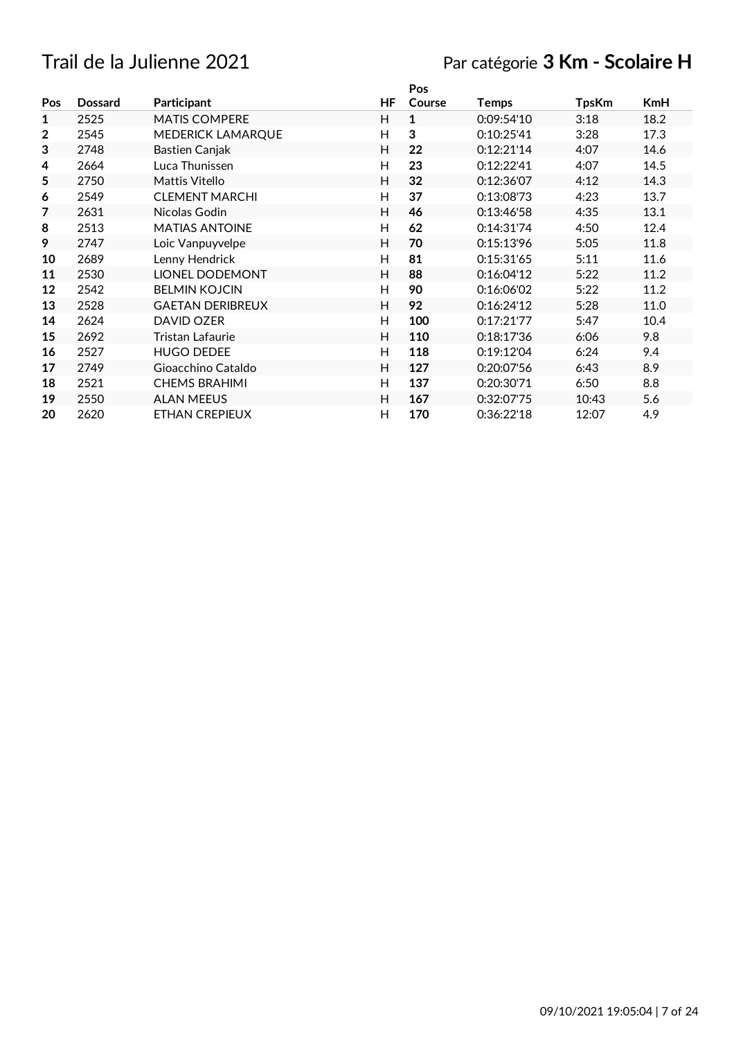# Trail de la Julienne 2021

## Par catégorie **3 Km - Scolaire H**

| Pos | Dossard | Participant | HF | Pos Course | Temps | TpsKm | KmH |
|---|---|---|---|---|---|---|---|
| **1** | 2525 | MATIS COMPERE | H | **1** | 0:09:54'10 | 3:18 | 18.2 |
| **2** | 2545 | MEDERICK LAMARQUE | H | **3** | 0:10:25'41 | 3:28 | 17.3 |
| **3** | 2748 | Bastien Canjak | H | **22** | 0:12:21'14 | 4:07 | 14.6 |
| **4** | 2664 | Luca Thunissen | H | **23** | 0:12:22'41 | 4:07 | 14.5 |
| **5** | 2750 | Mattis Vitello | H | **32** | 0:12:36'07 | 4:12 | 14.3 |
| **6** | 2549 | CLEMENT MARCHI | H | **37** | 0:13:08'73 | 4:23 | 13.7 |
| **7** | 2631 | Nicolas Godin | H | **46** | 0:13:46'58 | 4:35 | 13.1 |
| **8** | 2513 | MATIAS ANTOINE | H | **62** | 0:14:31'74 | 4:50 | 12.4 |
| **9** | 2747 | Loic Vanpuyvelpe | H | **70** | 0:15:13'96 | 5:05 | 11.8 |
| **10** | 2689 | Lenny Hendrick | H | **81** | 0:15:31'65 | 5:11 | 11.6 |
| **11** | 2530 | LIONEL DODEMONT | H | **88** | 0:16:04'12 | 5:22 | 11.2 |
| **12** | 2542 | BELMIN KOJCIN | H | **90** | 0:16:06'02 | 5:22 | 11.2 |
| **13** | 2528 | GAETAN DERIBREUX | H | **92** | 0:16:24'12 | 5:28 | 11.0 |
| **14** | 2624 | DAVID OZER | H | **100** | 0:17:21'77 | 5:47 | 10.4 |
| **15** | 2692 | Tristan Lafaurie | H | **110** | 0:18:17'36 | 6:06 | 9.8 |
| **16** | 2527 | HUGO DEDEE | H | **118** | 0:19:12'04 | 6:24 | 9.4 |
| **17** | 2749 | Gioacchino Cataldo | H | **127** | 0:20:07'56 | 6:43 | 8.9 |
| **18** | 2521 | CHEMS BRAHIMI | H | **137** | 0:20:30'71 | 6:50 | 8.8 |
| **19** | 2550 | ALAN MEEUS | H | **167** | 0:32:07'75 | 10:43 | 5.6 |
| **20** | 2620 | ETHAN CREPIEUX | H | **170** | 0:36:22'18 | 12:07 | 4.9 |

09/10/2021 19:05:04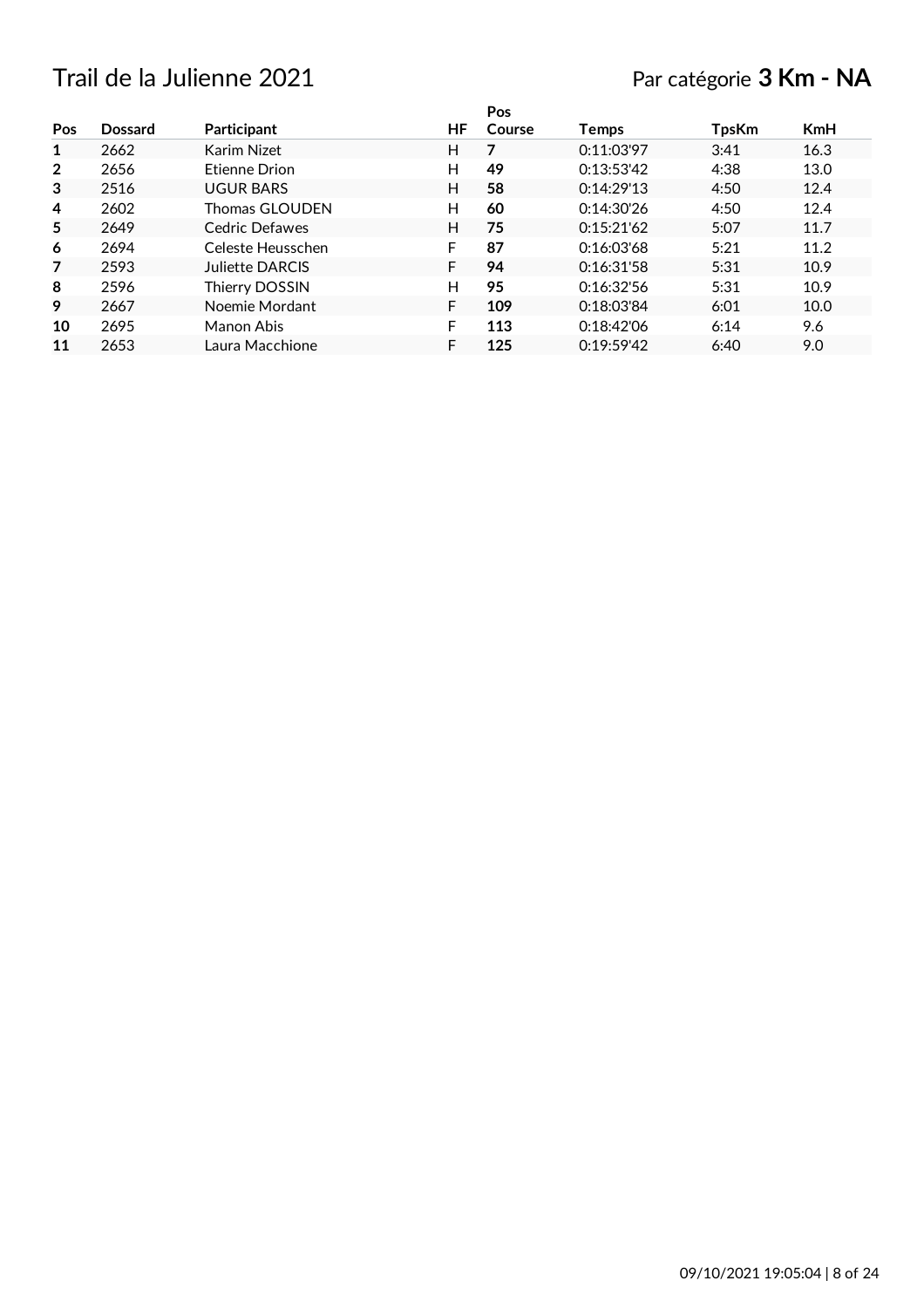# Trail de la Julienne 2021

Par catégorie **3 Km - NA**

| Pos | Dossard | Participant | HF | Pos Course | Temps | TpsKm | KmH |
|---|---|---|---|---|---|---|---|
| **1** | 2662 | Karim Nizet | H | **7** | 0:11:03'97 | 3:41 | 16.3 |
| **2** | 2656 | Etienne Drion | H | **49** | 0:13:53'42 | 4:38 | 13.0 |
| **3** | 2516 | UGUR BARS | H | **58** | 0:14:29'13 | 4:50 | 12.4 |
| **4** | 2602 | Thomas GLOUDEN | H | **60** | 0:14:30'26 | 4:50 | 12.4 |
| **5** | 2649 | Cedric Defawes | H | **75** | 0:15:21'62 | 5:07 | 11.7 |
| **6** | 2694 | Celeste Heusschen | F | **87** | 0:16:03'68 | 5:21 | 11.2 |
| **7** | 2593 | Juliette DARCIS | F | **94** | 0:16:31'58 | 5:31 | 10.9 |
| **8** | 2596 | Thierry DOSSIN | H | **95** | 0:16:32'56 | 5:31 | 10.9 |
| **9** | 2667 | Noemie Mordant | F | **109** | 0:18:03'84 | 6:01 | 10.0 |
| **10** | 2695 | Manon Abis | F | **113** | 0:18:42'06 | 6:14 | 9.6 |
| **11** | 2653 | Laura Macchione | F | **125** | 0:19:59'42 | 6:40 | 9.0 |

09/10/2021 19:05:04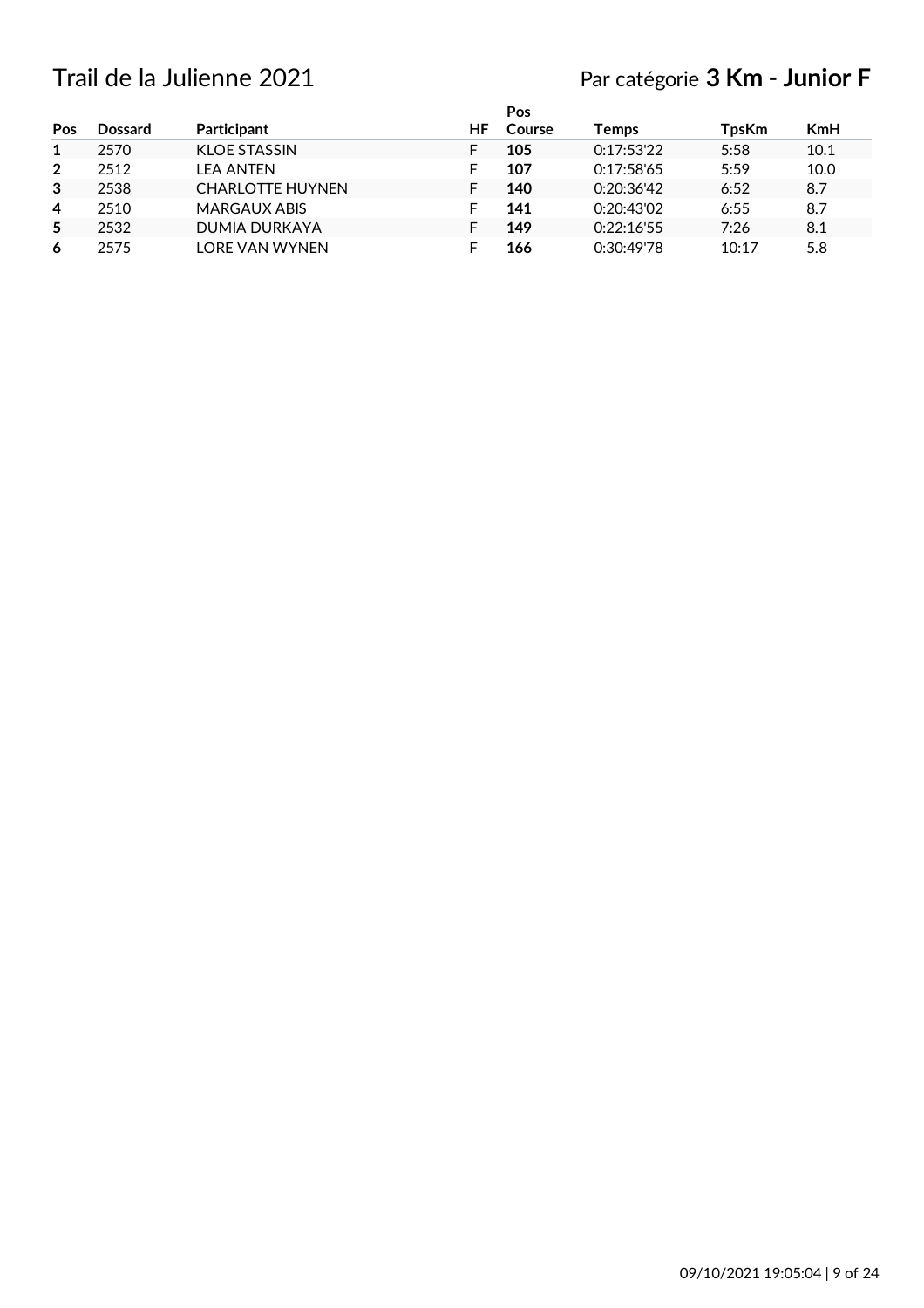# Trail de la Julienne 2021

Par catégorie **3 Km - Junior F**

| Pos | Dossard | Participant | HF | Pos Course | Temps | TpsKm | KmH |
|---|---|---|---|---|---|---|---|
| **1** | 2570 | KLOE STASSIN | F | **105** | 0:17:53'22 | 5:58 | 10.1 |
| **2** | 2512 | LEA ANTEN | F | **107** | 0:17:58'65 | 5:59 | 10.0 |
| **3** | 2538 | CHARLOTTE HUYNEN | F | **140** | 0:20:36'42 | 6:52 | 8.7 |
| **4** | 2510 | MARGAUX ABIS | F | **141** | 0:20:43'02 | 6:55 | 8.7 |
| **5** | 2532 | DUMIA DURKAYA | F | **149** | 0:22:16'55 | 7:26 | 8.1 |
| **6** | 2575 | LORE VAN WYNEN | F | **166** | 0:30:49'78 | 10:17 | 5.8 |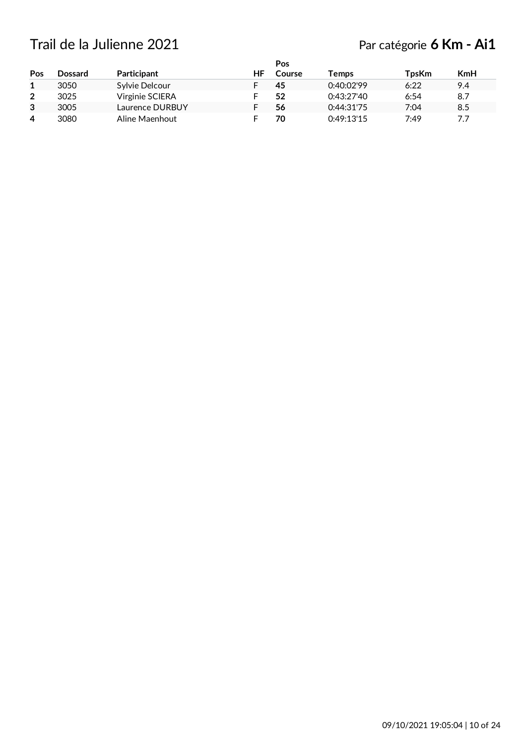# Trail de la Julienne 2021

Par catégorie **6 Km - Ai1**

| Pos | Dossard | Participant | HF | Pos Course | Temps | TpsKm | KmH |
|---|---|---|---|---|---|---|---|
| **1** | 3050 | Sylvie Delcour | F | **45** | 0:40:02'99 | 6:22 | 9.4 |
| **2** | 3025 | Virginie SCIERA | F | **52** | 0:43:27'40 | 6:54 | 8.7 |
| **3** | 3005 | Laurence DURBUY | F | **56** | 0:44:31'75 | 7:04 | 8.5 |
| **4** | 3080 | Aline Maenhout | F | **70** | 0:49:13'15 | 7:49 | 7.7 |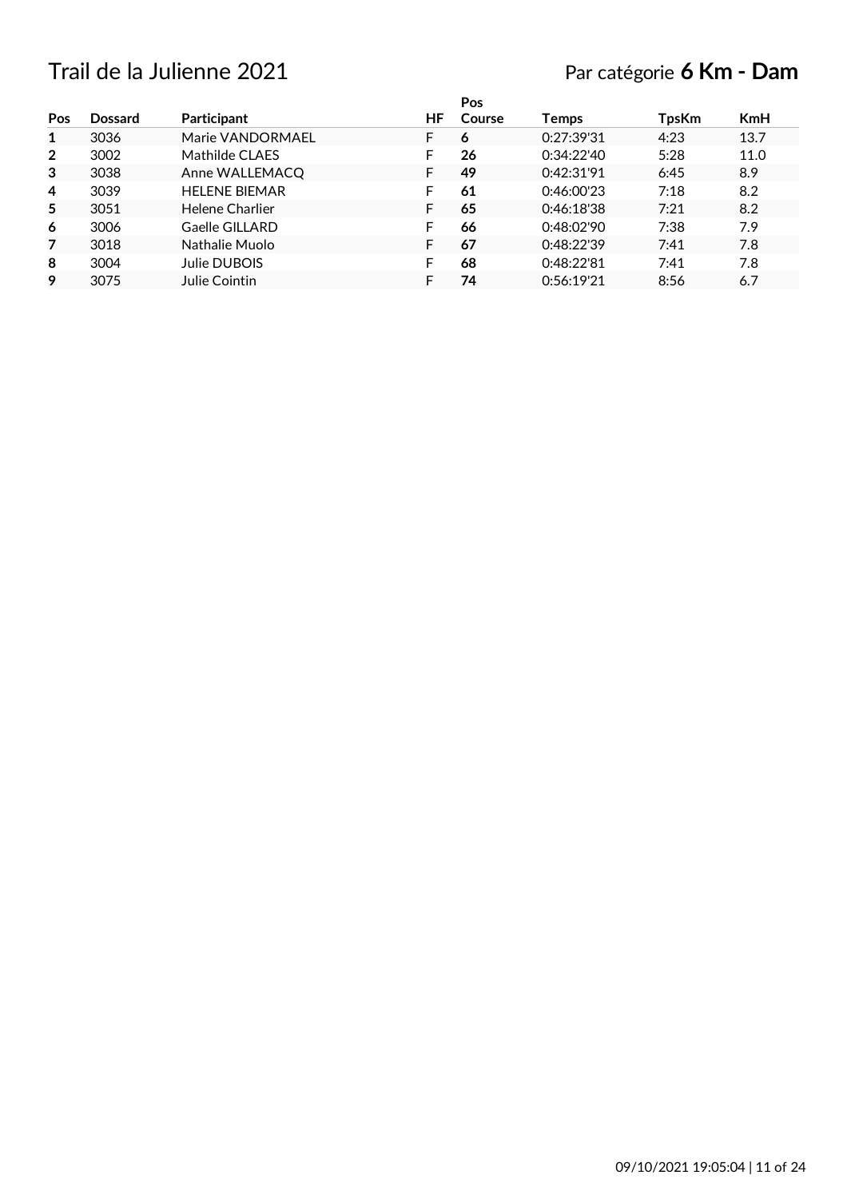# Trail de la Julienne 2021

Par catégorie **6 Km - Dam**

| Pos | Dossard | Participant | HF | Pos Course | Temps | TpsKm | KmH |
|---|---|---|---|---|---|---|---|
| 1 | 3036 | Marie VANDORMAEL | F | **6** | 0:27:39'31 | 4:23 | 13.7 |
| 2 | 3002 | Mathilde CLAES | F | **26** | 0:34:22'40 | 5:28 | 11.0 |
| 3 | 3038 | Anne WALLEMACQ | F | **49** | 0:42:31'91 | 6:45 | 8.9 |
| 4 | 3039 | HELENE BIEMAR | F | **61** | 0:46:00'23 | 7:18 | 8.2 |
| 5 | 3051 | Helene Charlier | F | **65** | 0:46:18'38 | 7:21 | 8.2 |
| 6 | 3006 | Gaelle GILLARD | F | **66** | 0:48:02'90 | 7:38 | 7.9 |
| 7 | 3018 | Nathalie Muolo | F | **67** | 0:48:22'39 | 7:41 | 7.8 |
| 8 | 3004 | Julie DUBOIS | F | **68** | 0:48:22'81 | 7:41 | 7.8 |
| 9 | 3075 | Julie Cointin | F | **74** | 0:56:19'21 | 8:56 | 6.7 |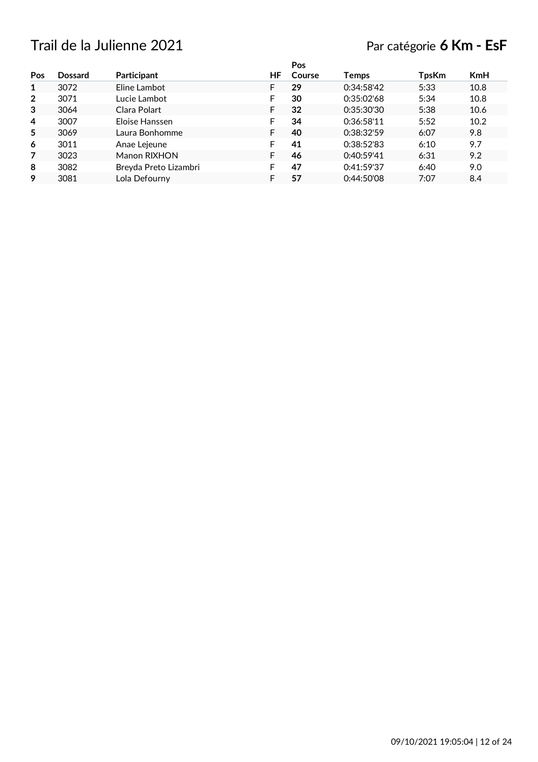# Trail de la Julienne 2021

Par catégorie **6 Km - EsF**

| Pos | Dossard | Participant | HF | Pos Course | Temps | TpsKm | KmH |
|---|---|---|---|---|---|---|---|
| **1** | 3072 | Eline Lambot | F | **29** | 0:34:58'42 | 5:33 | 10.8 |
| **2** | 3071 | Lucie Lambot | F | **30** | 0:35:02'68 | 5:34 | 10.8 |
| **3** | 3064 | Clara Polart | F | **32** | 0:35:30'30 | 5:38 | 10.6 |
| **4** | 3007 | Eloise Hanssen | F | **34** | 0:36:58'11 | 5:52 | 10.2 |
| **5** | 3069 | Laura Bonhomme | F | **40** | 0:38:32'59 | 6:07 | 9.8 |
| **6** | 3011 | Anae Lejeune | F | **41** | 0:38:52'83 | 6:10 | 9.7 |
| **7** | 3023 | Manon RIXHON | F | **46** | 0:40:59'41 | 6:31 | 9.2 |
| **8** | 3082 | Breyda Preto Lizambri | F | **47** | 0:41:59'37 | 6:40 | 9.0 |
| **9** | 3081 | Lola Defourny | F | **57** | 0:44:50'08 | 7:07 | 8.4 |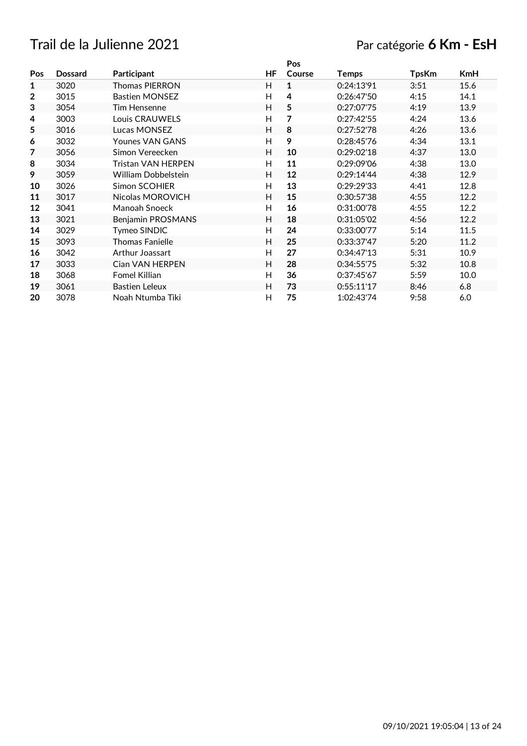# Trail de la Julienne 2021

Par catégorie **6 Km - EsH**

| Pos | Dossard | Participant | HF | Pos Course | Temps | TpsKm | KmH |
|---|---|---|---|---|---|---|---|
| **1** | 3020 | Thomas PIERRON | H | **1** | 0:24:13'91 | 3:51 | 15.6 |
| **2** | 3015 | Bastien MONSEZ | H | **4** | 0:26:47'50 | 4:15 | 14.1 |
| **3** | 3054 | Tim Hensenne | H | **5** | 0:27:07'75 | 4:19 | 13.9 |
| **4** | 3003 | Louis CRAUWELS | H | **7** | 0:27:42'55 | 4:24 | 13.6 |
| **5** | 3016 | Lucas MONSEZ | H | **8** | 0:27:52'78 | 4:26 | 13.6 |
| **6** | 3032 | Younes VAN GANS | H | **9** | 0:28:45'76 | 4:34 | 13.1 |
| **7** | 3056 | Simon Vereecken | H | **10** | 0:29:02'18 | 4:37 | 13.0 |
| **8** | 3034 | Tristan VAN HERPEN | H | **11** | 0:29:09'06 | 4:38 | 13.0 |
| **9** | 3059 | William Dobbelstein | H | **12** | 0:29:14'44 | 4:38 | 12.9 |
| **10** | 3026 | Simon SCOHIER | H | **13** | 0:29:29'33 | 4:41 | 12.8 |
| **11** | 3017 | Nicolas MOROVICH | H | **15** | 0:30:57'38 | 4:55 | 12.2 |
| **12** | 3041 | Manoah Snoeck | H | **16** | 0:31:00'78 | 4:55 | 12.2 |
| **13** | 3021 | Benjamin PROSMANS | H | **18** | 0:31:05'02 | 4:56 | 12.2 |
| **14** | 3029 | Tymeo SINDIC | H | **24** | 0:33:00'77 | 5:14 | 11.5 |
| **15** | 3093 | Thomas Fanielle | H | **25** | 0:33:37'47 | 5:20 | 11.2 |
| **16** | 3042 | Arthur Joassart | H | **27** | 0:34:47'13 | 5:31 | 10.9 |
| **17** | 3033 | Cian VAN HERPEN | H | **28** | 0:34:55'75 | 5:32 | 10.8 |
| **18** | 3068 | Fomel Killian | H | **36** | 0:37:45'67 | 5:59 | 10.0 |
| **19** | 3061 | Bastien Leleux | H | **73** | 0:55:11'17 | 8:46 | 6.8 |
| **20** | 3078 | Noah Ntumba Tiki | H | **75** | 1:02:43'74 | 9:58 | 6.0 |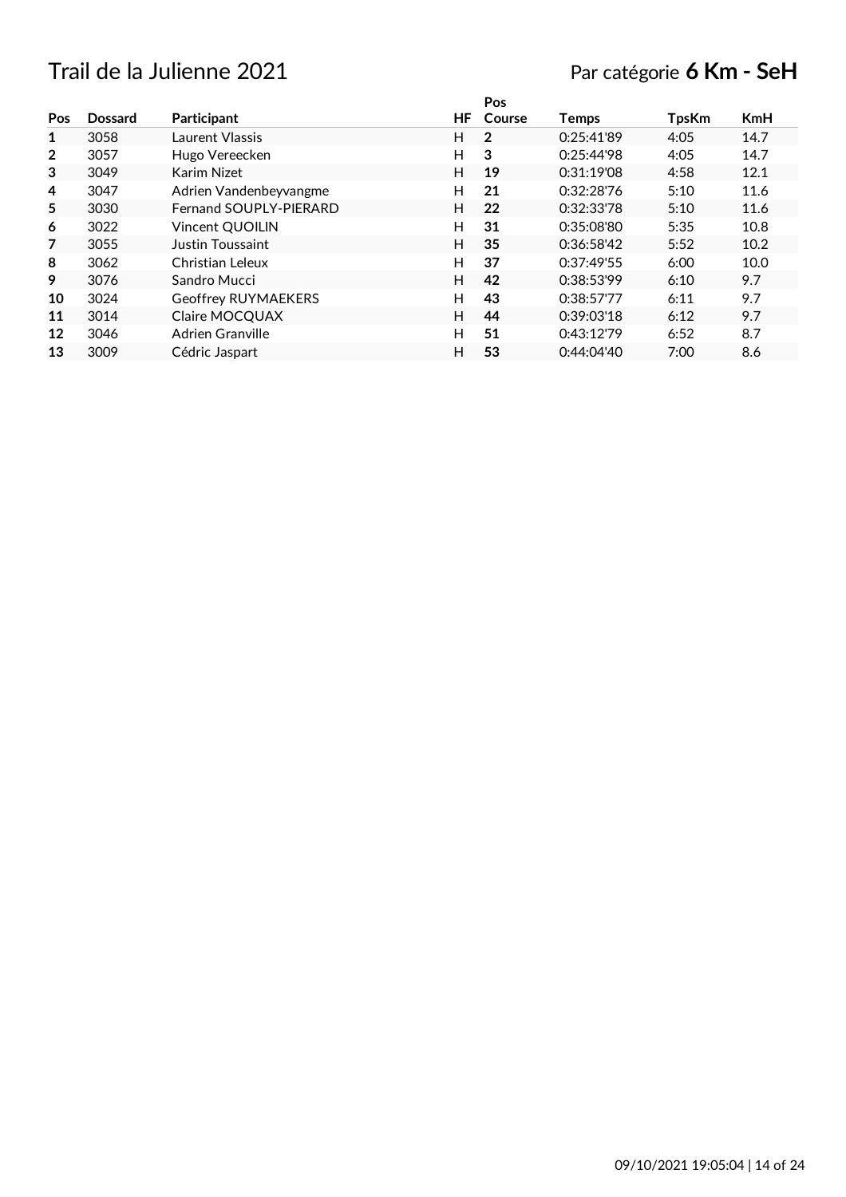# Trail de la Julienne 2021

Par catégorie **6 Km - SeH**

| Pos | Dossard | Participant | HF | Pos Course | Temps | TpsKm | KmH |
|---|---|---|---|---|---|---|---|
| **1** | 3058 | Laurent Vlassis | H | **2** | 0:25:41'89 | 4:05 | 14.7 |
| **2** | 3057 | Hugo Vereecken | H | **3** | 0:25:44'98 | 4:05 | 14.7 |
| **3** | 3049 | Karim Nizet | H | **19** | 0:31:19'08 | 4:58 | 12.1 |
| **4** | 3047 | Adrien Vandenbeyvangme | H | **21** | 0:32:28'76 | 5:10 | 11.6 |
| **5** | 3030 | Fernand SOUPLY-PIERARD | H | **22** | 0:32:33'78 | 5:10 | 11.6 |
| **6** | 3022 | Vincent QUOILIN | H | **31** | 0:35:08'80 | 5:35 | 10.8 |
| **7** | 3055 | Justin Toussaint | H | **35** | 0:36:58'42 | 5:52 | 10.2 |
| **8** | 3062 | Christian Leleux | H | **37** | 0:37:49'55 | 6:00 | 10.0 |
| **9** | 3076 | Sandro Mucci | H | **42** | 0:38:53'99 | 6:10 | 9.7 |
| **10** | 3024 | Geoffrey RUYMAEKERS | H | **43** | 0:38:57'77 | 6:11 | 9.7 |
| **11** | 3014 | Claire MOCQUAX | H | **44** | 0:39:03'18 | 6:12 | 9.7 |
| **12** | 3046 | Adrien Granville | H | **51** | 0:43:12'79 | 6:52 | 8.7 |
| **13** | 3009 | Cédric Jaspart | H | **53** | 0:44:04'40 | 7:00 | 8.6 |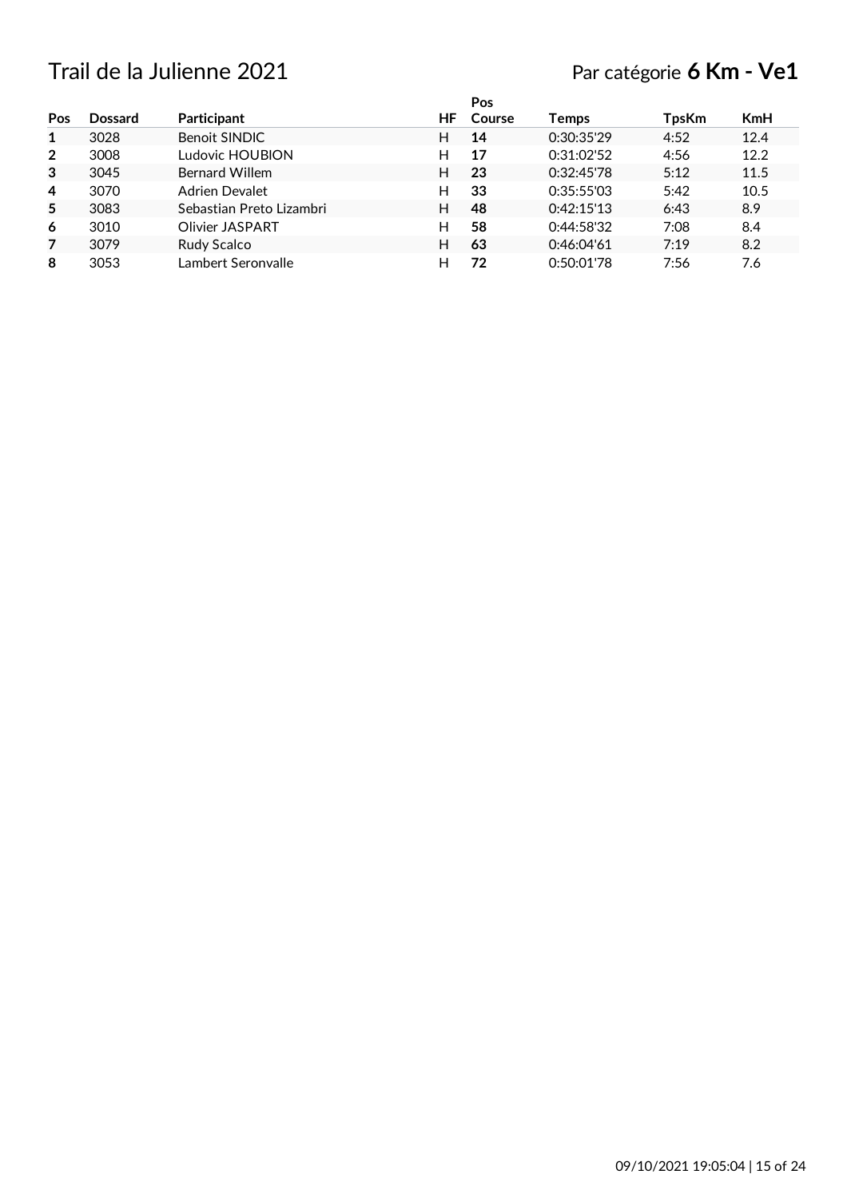# Trail de la Julienne 2021

Par catégorie **6 Km - Ve1**

| Pos | Dossard | Participant | HF | Pos Course | Temps | TpsKm | KmH |
|---|---|---|---|---|---|---|---|
| **1** | 3028 | Benoit SINDIC | H | **14** | 0:30:35'29 | 4:52 | 12.4 |
| **2** | 3008 | Ludovic HOUBION | H | **17** | 0:31:02'52 | 4:56 | 12.2 |
| **3** | 3045 | Bernard Willem | H | **23** | 0:32:45'78 | 5:12 | 11.5 |
| **4** | 3070 | Adrien Devalet | H | **33** | 0:35:55'03 | 5:42 | 10.5 |
| **5** | 3083 | Sebastian Preto Lizambri | H | **48** | 0:42:15'13 | 6:43 | 8.9 |
| **6** | 3010 | Olivier JASPART | H | **58** | 0:44:58'32 | 7:08 | 8.4 |
| **7** | 3079 | Rudy Scalco | H | **63** | 0:46:04'61 | 7:19 | 8.2 |
| **8** | 3053 | Lambert Seronvalle | H | **72** | 0:50:01'78 | 7:56 | 7.6 |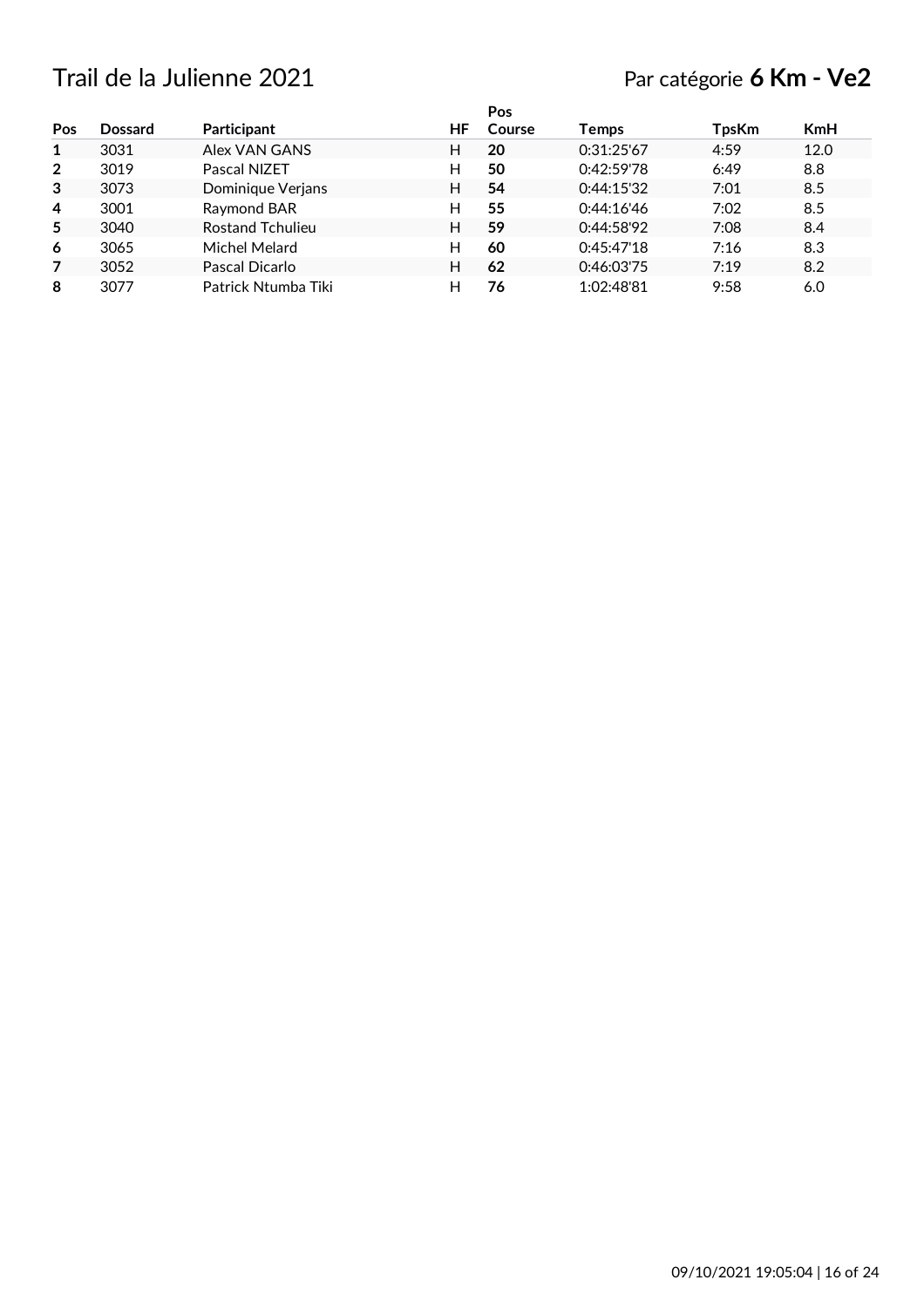# Trail de la Julienne 2021

Par catégorie **6 Km - Ve2**

| Pos | Dossard | Participant | HF | Pos Course | Temps | TpsKm | KmH |
|---|---|---|---|---|---|---|---|
| **1** | 3031 | Alex VAN GANS | H | **20** | 0:31:25'67 | 4:59 | 12.0 |
| **2** | 3019 | Pascal NIZET | H | **50** | 0:42:59'78 | 6:49 | 8.8 |
| **3** | 3073 | Dominique Verjans | H | **54** | 0:44:15'32 | 7:01 | 8.5 |
| **4** | 3001 | Raymond BAR | H | **55** | 0:44:16'46 | 7:02 | 8.5 |
| **5** | 3040 | Rostand Tchulieu | H | **59** | 0:44:58'92 | 7:08 | 8.4 |
| **6** | 3065 | Michel Melard | H | **60** | 0:45:47'18 | 7:16 | 8.3 |
| **7** | 3052 | Pascal Dicarlo | H | **62** | 0:46:03'75 | 7:19 | 8.2 |
| **8** | 3077 | Patrick Ntumba Tiki | H | **76** | 1:02:48'81 | 9:58 | 6.0 |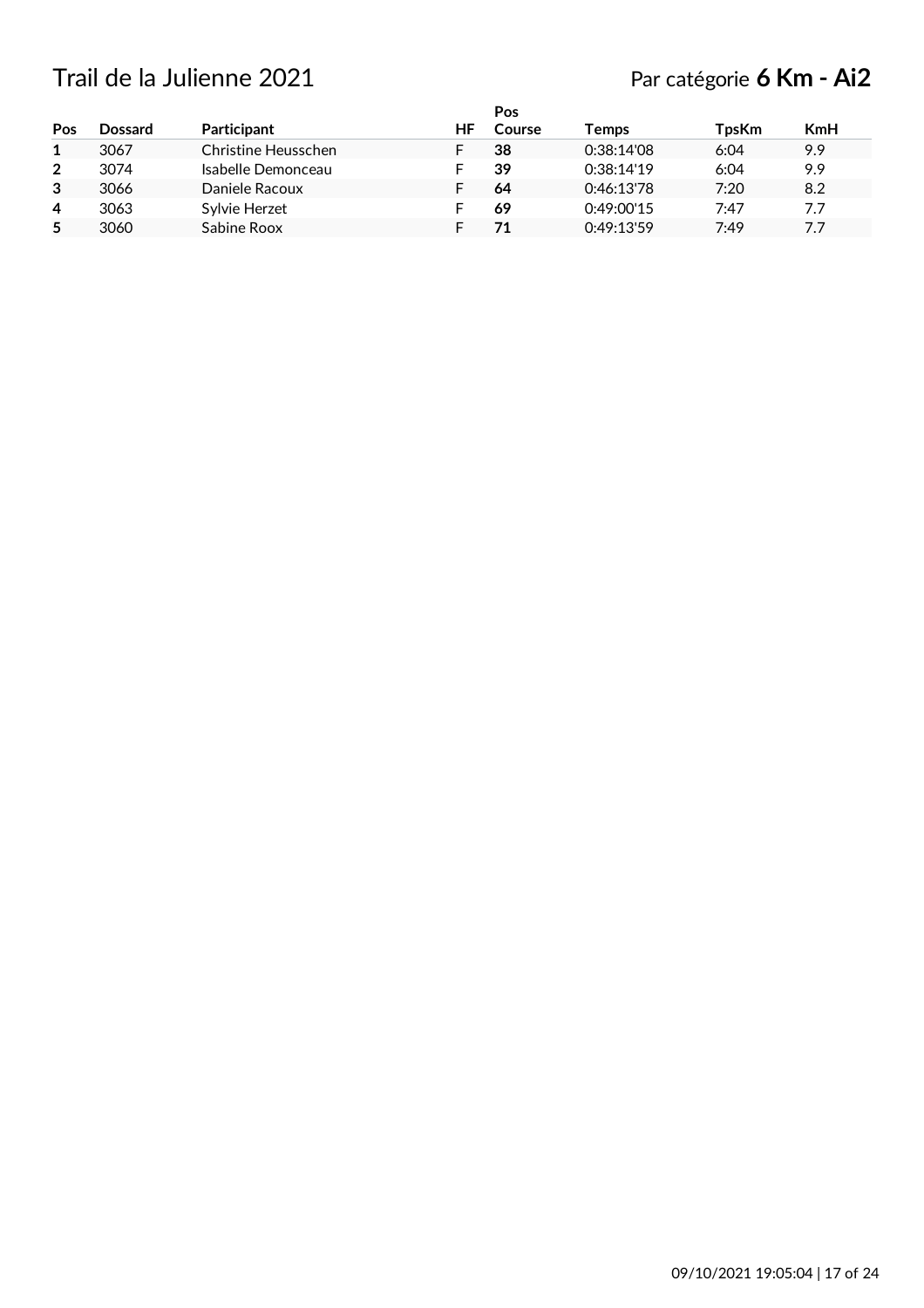# Trail de la Julienne 2021

Par catégorie **6 Km - Ai2**

| Pos | Dossard | Participant | HF | Pos Course | Temps | TpsKm | KmH |
|---|---|---|---|---|---|---|---|
| **1** | 3067 | Christine Heusschen | F | **38** | 0:38:14'08 | 6:04 | 9.9 |
| **2** | 3074 | Isabelle Demonceau | F | **39** | 0:38:14'19 | 6:04 | 9.9 |
| **3** | 3066 | Daniele Racoux | F | **64** | 0:46:13'78 | 7:20 | 8.2 |
| **4** | 3063 | Sylvie Herzet | F | **69** | 0:49:00'15 | 7:47 | 7.7 |
| **5** | 3060 | Sabine Roox | F | **71** | 0:49:13'59 | 7:49 | 7.7 |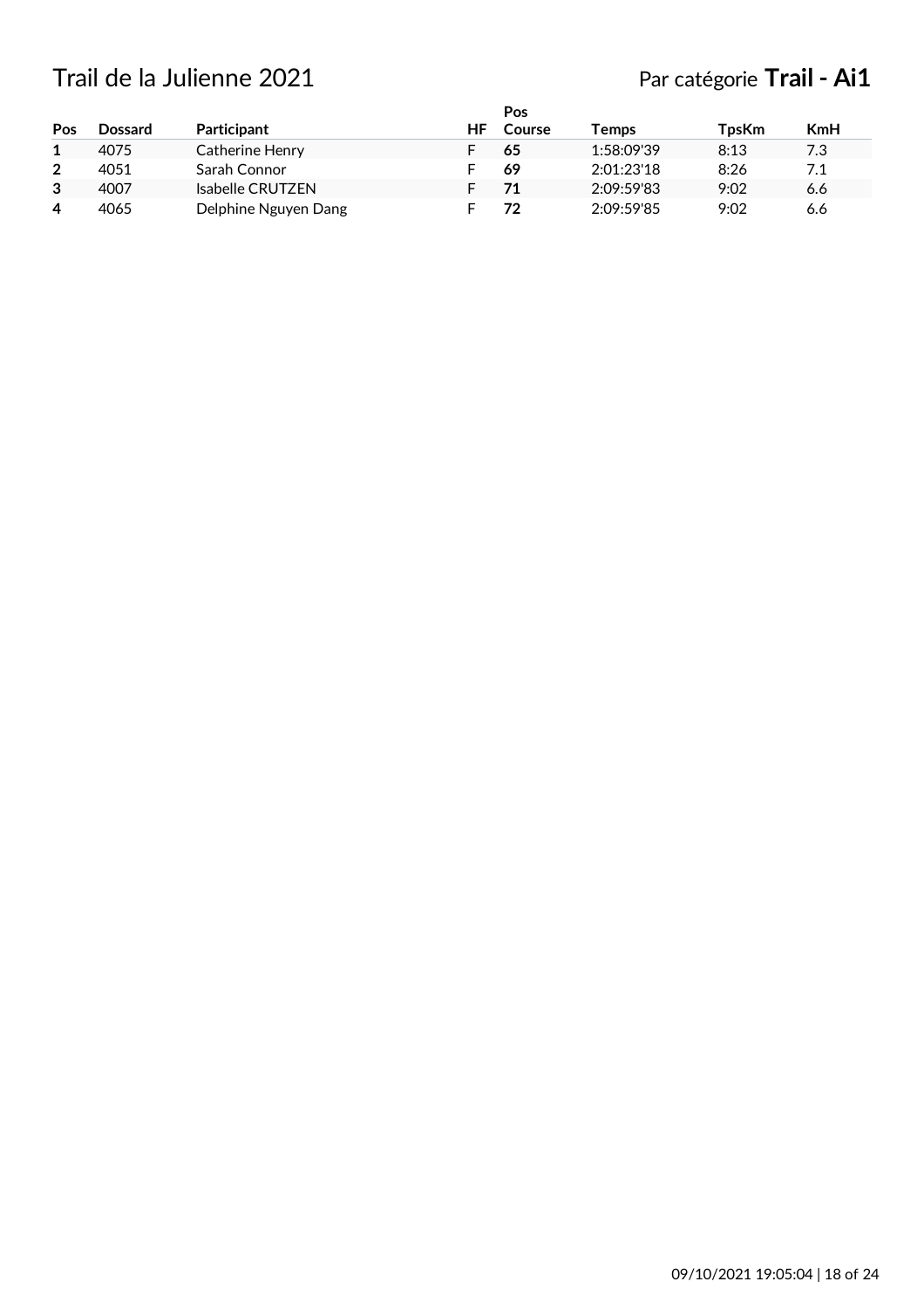# Trail de la Julienne 2021

Par catégorie **Trail - Ai1**

| Pos | Dossard | Participant | HF | Pos Course | Temps | TpsKm | KmH |
|---|---|---|---|---|---|---|---|
| **1** | 4075 | Catherine Henry | F | **65** | 1:58:09'39 | 8:13 | 7.3 |
| **2** | 4051 | Sarah Connor | F | **69** | 2:01:23'18 | 8:26 | 7.1 |
| **3** | 4007 | Isabelle CRUTZEN | F | **71** | 2:09:59'83 | 9:02 | 6.6 |
| **4** | 4065 | Delphine Nguyen Dang | F | **72** | 2:09:59'85 | 9:02 | 6.6 |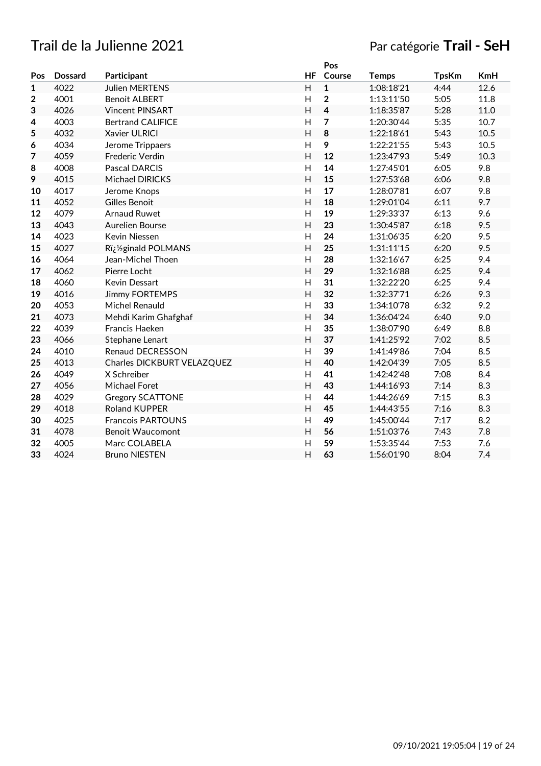# Trail de la Julienne 2021

Par catégorie **Trail - SeH**

| Pos | Dossard | Participant | HF | Pos Course | Temps | TpsKm | KmH |
|---|---|---|---|---|---|---|---|
| 1 | 4022 | Julien MERTENS | H | 1 | 1:08:18'21 | 4:44 | 12.6 |
| 2 | 4001 | Benoit ALBERT | H | 2 | 1:13:11'50 | 5:05 | 11.8 |
| 3 | 4026 | Vincent PINSART | H | 4 | 1:18:35'87 | 5:28 | 11.0 |
| 4 | 4003 | Bertrand CALIFICE | H | 7 | 1:20:30'44 | 5:35 | 10.7 |
| 5 | 4032 | Xavier ULRICI | H | 8 | 1:22:18'61 | 5:43 | 10.5 |
| 6 | 4034 | Jerome Trippaers | H | 9 | 1:22:21'55 | 5:43 | 10.5 |
| 7 | 4059 | Frederic Verdin | H | 12 | 1:23:47'93 | 5:49 | 10.3 |
| 8 | 4008 | Pascal DARCIS | H | 14 | 1:27:45'01 | 6:05 | 9.8 |
| 9 | 4015 | Michael DIRICKS | H | 15 | 1:27:53'68 | 6:06 | 9.8 |
| 10 | 4017 | Jerome Knops | H | 17 | 1:28:07'81 | 6:07 | 9.8 |
| 11 | 4052 | Gilles Benoit | H | 18 | 1:29:01'04 | 6:11 | 9.7 |
| 12 | 4079 | Arnaud Ruwet | H | 19 | 1:29:33'37 | 6:13 | 9.6 |
| 13 | 4043 | Aurelien Bourse | H | 23 | 1:30:45'87 | 6:18 | 9.5 |
| 14 | 4023 | Kevin Niessen | H | 24 | 1:31:06'35 | 6:20 | 9.5 |
| 15 | 4027 | Rï¿½ginald POLMANS | H | 25 | 1:31:11'15 | 6:20 | 9.5 |
| 16 | 4064 | Jean-Michel Thoen | H | 28 | 1:32:16'67 | 6:25 | 9.4 |
| 17 | 4062 | Pierre Locht | H | 29 | 1:32:16'88 | 6:25 | 9.4 |
| 18 | 4060 | Kevin Dessart | H | 31 | 1:32:22'20 | 6:25 | 9.4 |
| 19 | 4016 | Jimmy FORTEMPS | H | 32 | 1:32:37'71 | 6:26 | 9.3 |
| 20 | 4053 | Michel Renauld | H | 33 | 1:34:10'78 | 6:32 | 9.2 |
| 21 | 4073 | Mehdi Karim Ghafghaf | H | 34 | 1:36:04'24 | 6:40 | 9.0 |
| 22 | 4039 | Francis Haeken | H | 35 | 1:38:07'90 | 6:49 | 8.8 |
| 23 | 4066 | Stephane Lenart | H | 37 | 1:41:25'92 | 7:02 | 8.5 |
| 24 | 4010 | Renaud DECRESSON | H | 39 | 1:41:49'86 | 7:04 | 8.5 |
| 25 | 4013 | Charles DICKBURT VELAZQUEZ | H | 40 | 1:42:04'39 | 7:05 | 8.5 |
| 26 | 4049 | X Schreiber | H | 41 | 1:42:42'48 | 7:08 | 8.4 |
| 27 | 4056 | Michael Foret | H | 43 | 1:44:16'93 | 7:14 | 8.3 |
| 28 | 4029 | Gregory SCATTONE | H | 44 | 1:44:26'69 | 7:15 | 8.3 |
| 29 | 4018 | Roland KUPPER | H | 45 | 1:44:43'55 | 7:16 | 8.3 |
| 30 | 4025 | Francois PARTOUNS | H | 49 | 1:45:00'44 | 7:17 | 8.2 |
| 31 | 4078 | Benoit Waucomont | H | 56 | 1:51:03'76 | 7:43 | 7.8 |
| 32 | 4005 | Marc COLABELA | H | 59 | 1:53:35'44 | 7:53 | 7.6 |
| 33 | 4024 | Bruno NIESTEN | H | 63 | 1:56:01'90 | 8:04 | 7.4 |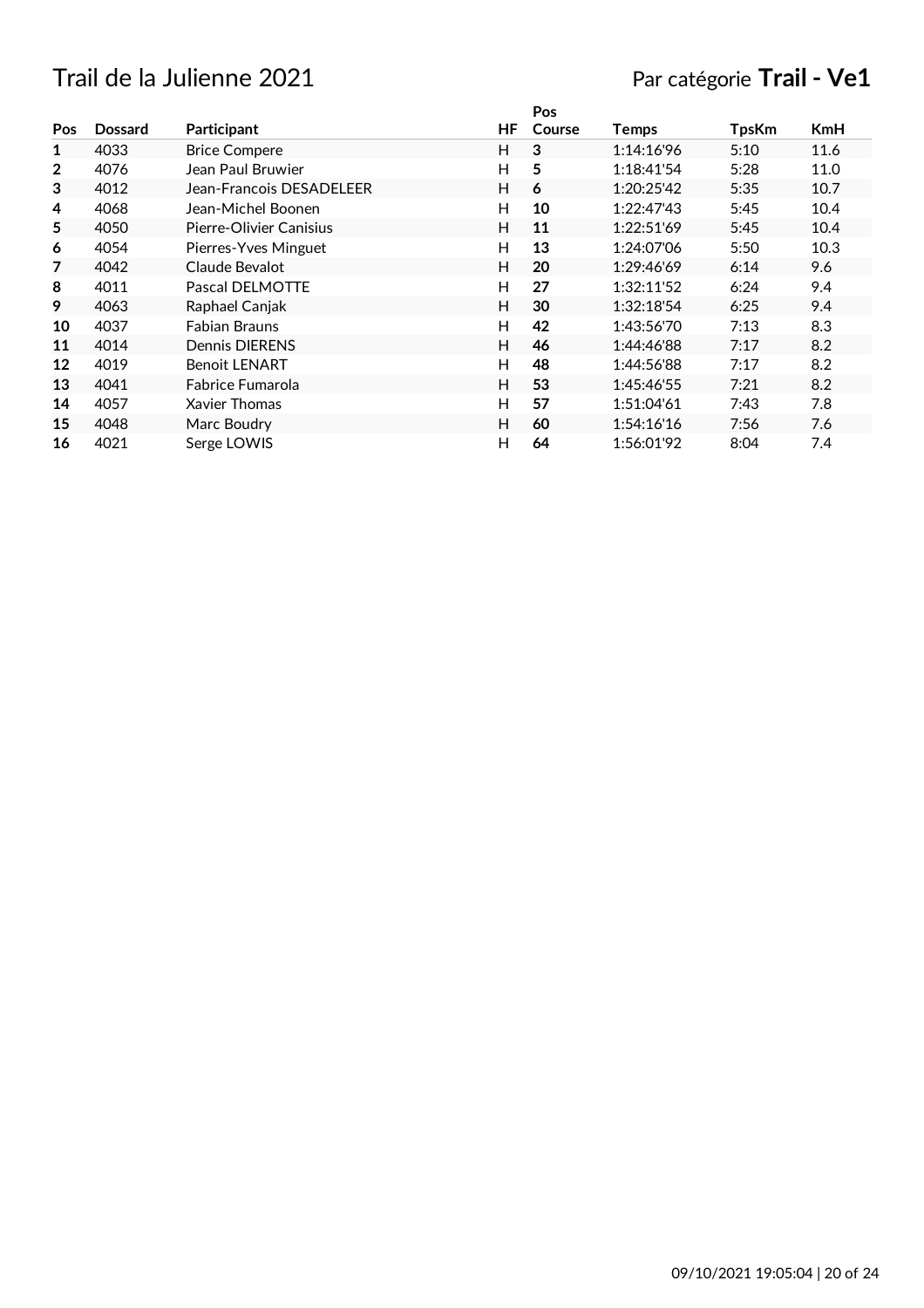# Trail de la Julienne 2021

Par catégorie **Trail - Ve1**

| Pos | Dossard | Participant | HF | Pos Course | Temps | TpsKm | KmH |
|---|---|---|---|---|---|---|---|
| **1** | 4033 | Brice Compere | H | **3** | 1:14:16'96 | 5:10 | 11.6 |
| **2** | 4076 | Jean Paul Bruwier | H | **5** | 1:18:41'54 | 5:28 | 11.0 |
| **3** | 4012 | Jean-Francois DESADELEER | H | **6** | 1:20:25'42 | 5:35 | 10.7 |
| **4** | 4068 | Jean-Michel Boonen | H | **10** | 1:22:47'43 | 5:45 | 10.4 |
| **5** | 4050 | Pierre-Olivier Canisius | H | **11** | 1:22:51'69 | 5:45 | 10.4 |
| **6** | 4054 | Pierres-Yves Minguet | H | **13** | 1:24:07'06 | 5:50 | 10.3 |
| **7** | 4042 | Claude Bevalot | H | **20** | 1:29:46'69 | 6:14 | 9.6 |
| **8** | 4011 | Pascal DELMOTTE | H | **27** | 1:32:11'52 | 6:24 | 9.4 |
| **9** | 4063 | Raphael Canjak | H | **30** | 1:32:18'54 | 6:25 | 9.4 |
| **10** | 4037 | Fabian Brauns | H | **42** | 1:43:56'70 | 7:13 | 8.3 |
| **11** | 4014 | Dennis DIERENS | H | **46** | 1:44:46'88 | 7:17 | 8.2 |
| **12** | 4019 | Benoit LENART | H | **48** | 1:44:56'88 | 7:17 | 8.2 |
| **13** | 4041 | Fabrice Fumarola | H | **53** | 1:45:46'55 | 7:21 | 8.2 |
| **14** | 4057 | Xavier Thomas | H | **57** | 1:51:04'61 | 7:43 | 7.8 |
| **15** | 4048 | Marc Boudry | H | **60** | 1:54:16'16 | 7:56 | 7.6 |
| **16** | 4021 | Serge LOWIS | H | **64** | 1:56:01'92 | 8:04 | 7.4 |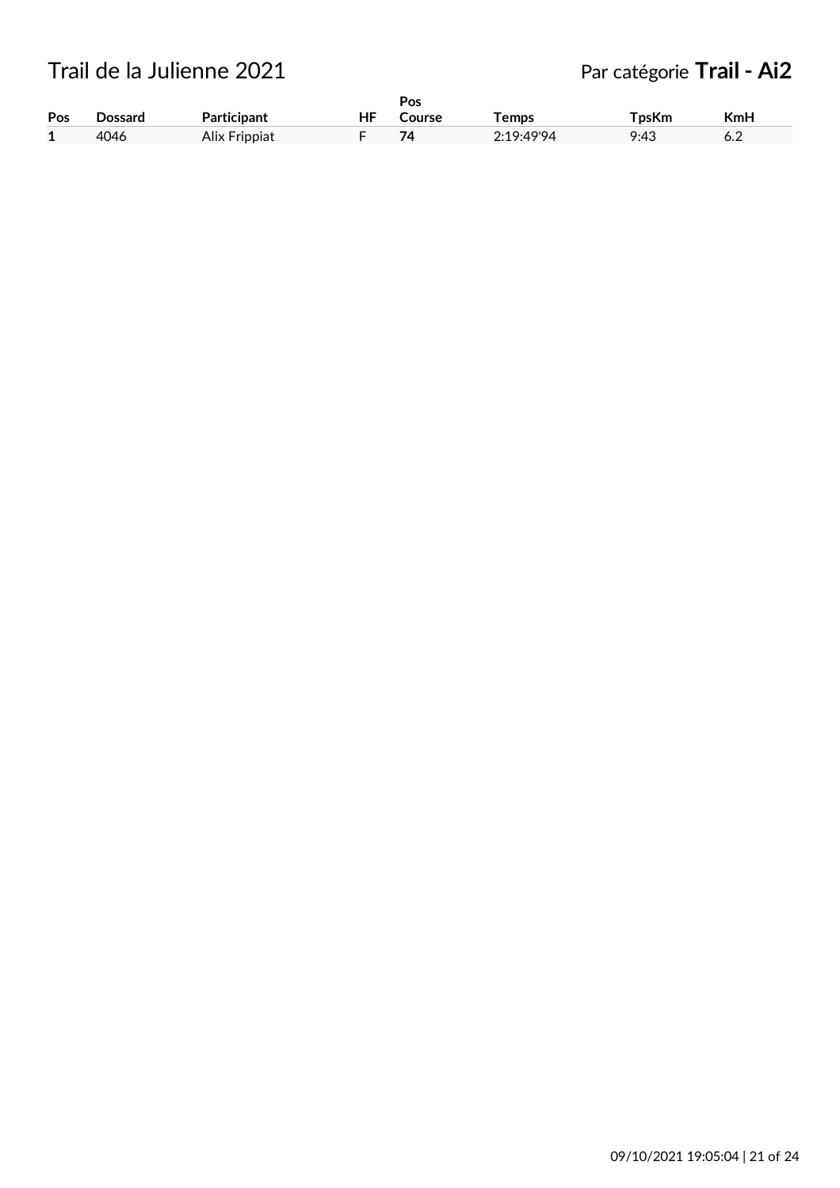# Trail de la Julienne 2021

Par catégorie **Trail - Ai2**

| Pos | Dossard | Participant | HF | Pos Course | Temps | TpsKm | KmH |
|---|---|---|---|---|---|---|---|
| **1** | 4046 | Alix Frippiat | F | **74** | 2:19:49'94 | 9:43 | 6.2 |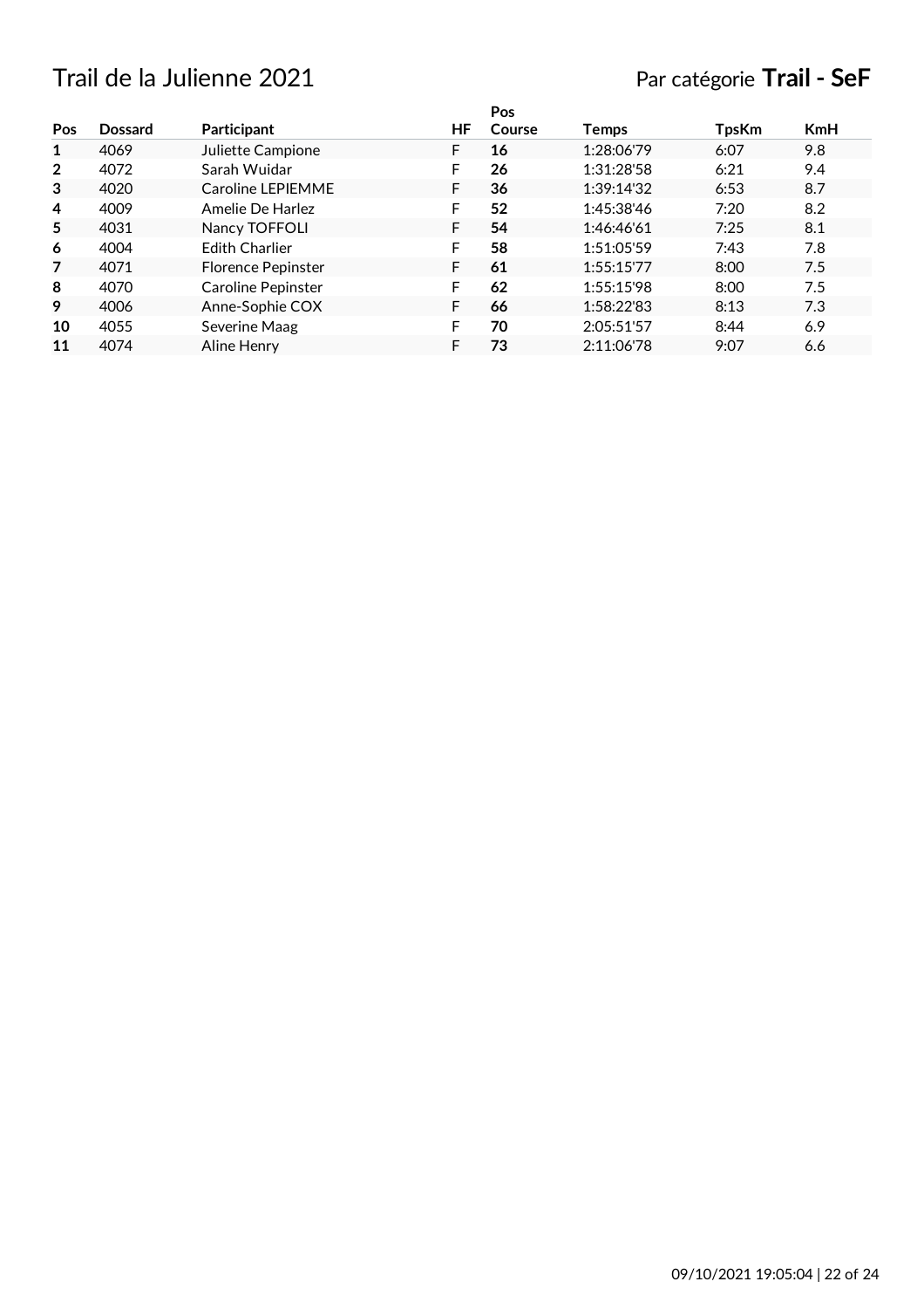# Trail de la Julienne 2021

Par catégorie **Trail - SeF**

| Pos | Dossard | Participant | HF | Pos Course | Temps | TpsKm | KmH |
|---|---|---|---|---|---|---|---|
| **1** | 4069 | Juliette Campione | F | **16** | 1:28:06'79 | 6:07 | 9.8 |
| **2** | 4072 | Sarah Wuidar | F | **26** | 1:31:28'58 | 6:21 | 9.4 |
| **3** | 4020 | Caroline LEPIEMME | F | **36** | 1:39:14'32 | 6:53 | 8.7 |
| **4** | 4009 | Amelie De Harlez | F | **52** | 1:45:38'46 | 7:20 | 8.2 |
| **5** | 4031 | Nancy TOFFOLI | F | **54** | 1:46:46'61 | 7:25 | 8.1 |
| **6** | 4004 | Edith Charlier | F | **58** | 1:51:05'59 | 7:43 | 7.8 |
| **7** | 4071 | Florence Pepinster | F | **61** | 1:55:15'77 | 8:00 | 7.5 |
| **8** | 4070 | Caroline Pepinster | F | **62** | 1:55:15'98 | 8:00 | 7.5 |
| **9** | 4006 | Anne-Sophie COX | F | **66** | 1:58:22'83 | 8:13 | 7.3 |
| **10** | 4055 | Severine Maag | F | **70** | 2:05:51'57 | 8:44 | 6.9 |
| **11** | 4074 | Aline Henry | F | **73** | 2:11:06'78 | 9:07 | 6.6 |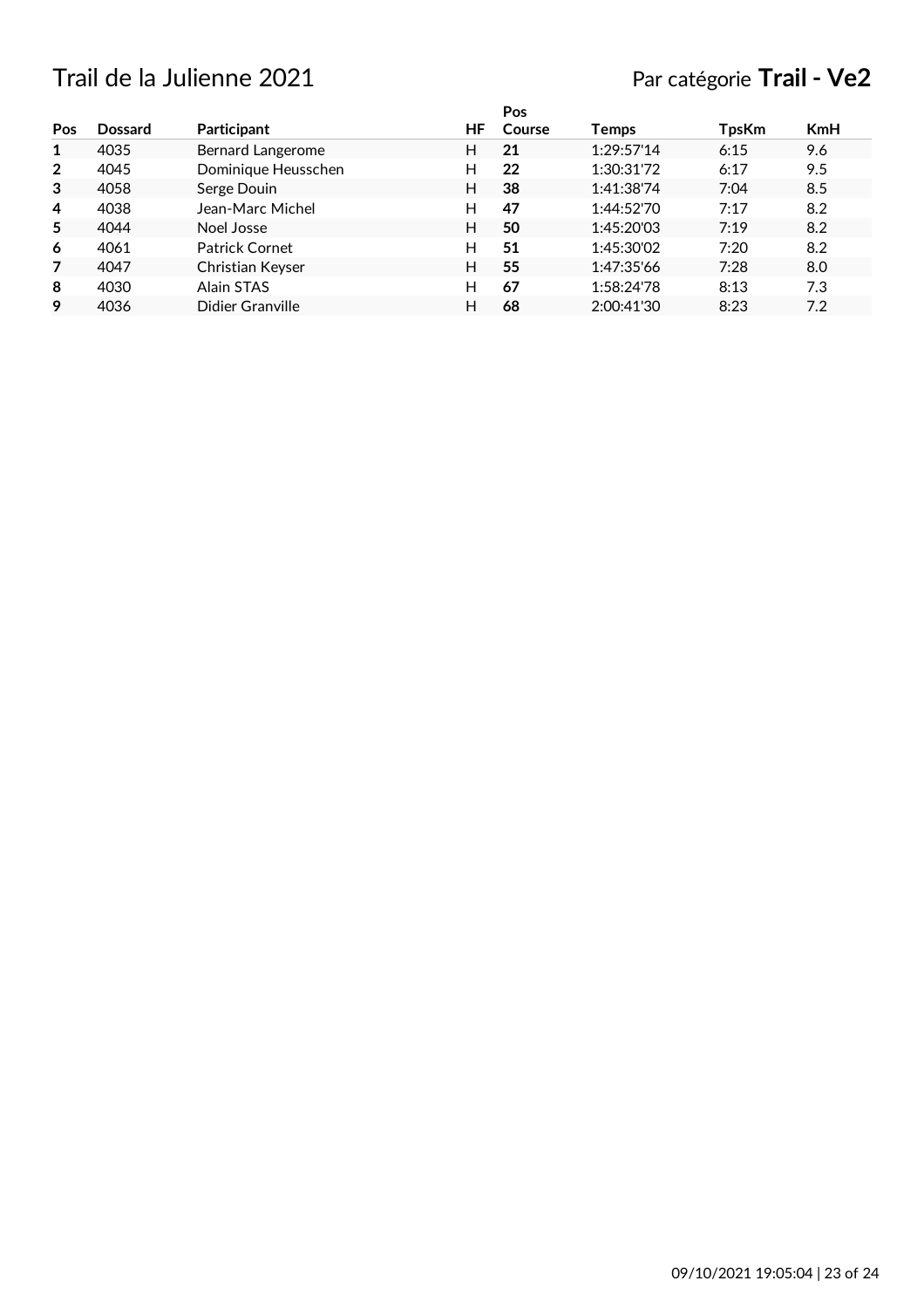# Trail de la Julienne 2021

Par catégorie **Trail - Ve2**

| Pos | Dossard | Participant | HF | Pos Course | Temps | TpsKm | KmH |
|---|---|---|---|---|---|---|---|
| **1** | 4035 | Bernard Langerome | H | **21** | 1:29:57'14 | 6:15 | 9.6 |
| **2** | 4045 | Dominique Heusschen | H | **22** | 1:30:31'72 | 6:17 | 9.5 |
| **3** | 4058 | Serge Douin | H | **38** | 1:41:38'74 | 7:04 | 8.5 |
| **4** | 4038 | Jean-Marc Michel | H | **47** | 1:44:52'70 | 7:17 | 8.2 |
| **5** | 4044 | Noel Josse | H | **50** | 1:45:20'03 | 7:19 | 8.2 |
| **6** | 4061 | Patrick Cornet | H | **51** | 1:45:30'02 | 7:20 | 8.2 |
| **7** | 4047 | Christian Keyser | H | **55** | 1:47:35'66 | 7:28 | 8.0 |
| **8** | 4030 | Alain STAS | H | **67** | 1:58:24'78 | 8:13 | 7.3 |
| **9** | 4036 | Didier Granville | H | **68** | 2:00:41'30 | 8:23 | 7.2 |